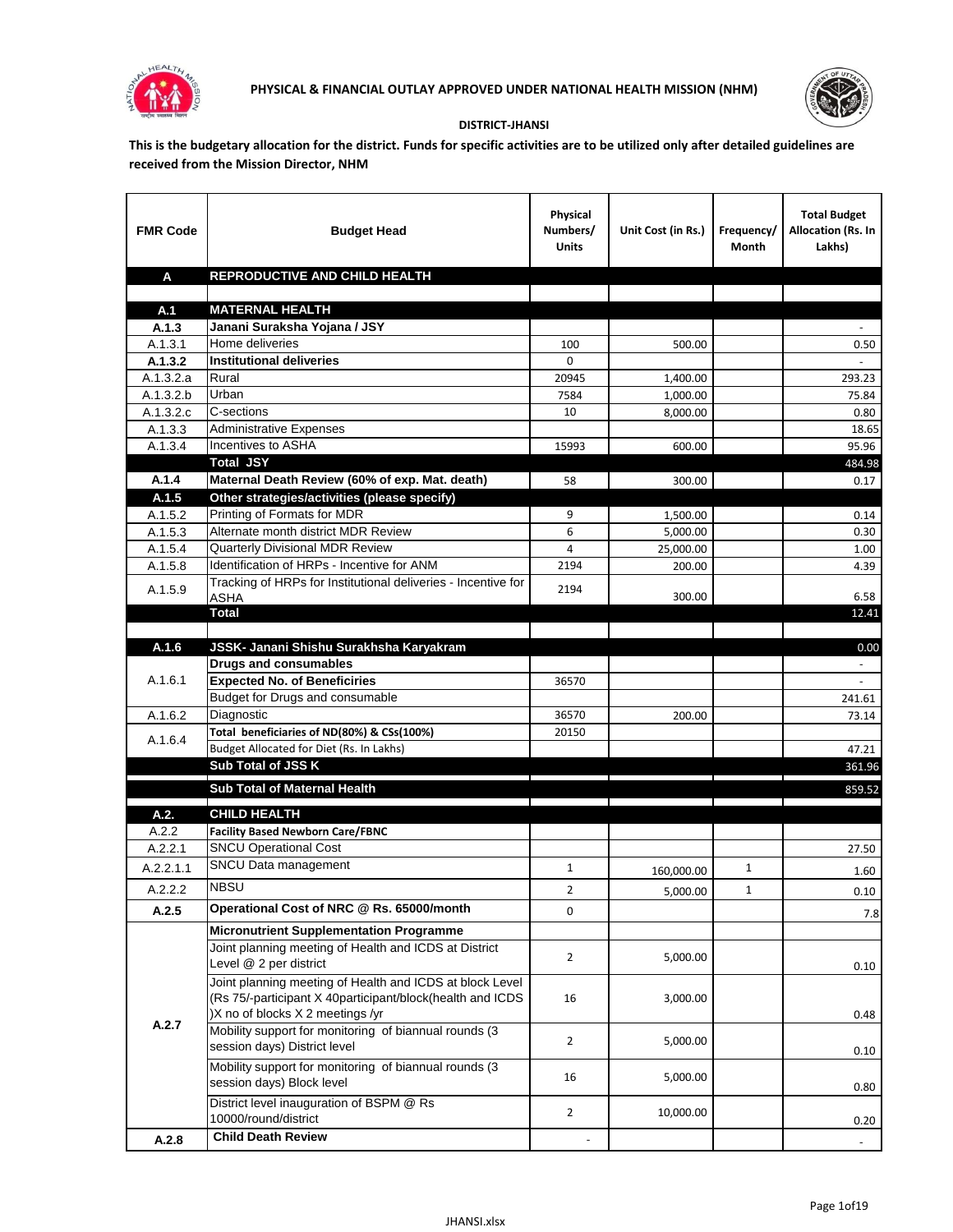# PHYSICAL & FINANCIAL OUTLAY APPROVED UNDER NATIONAL HEALTH MISSION (NHM)

**DISTRICT-JHANSI**

**This is the budgetary allocation for the district. Funds for specific activities are to be utilized only after detailed guidelines are received from the Mission Director, NHM**

| FMR Code | Budget Head | Physical Numbers/ Units | Unit Cost (in Rs.) | Frequency/ Month | Total Budget Allocation (Rs. In Lakhs) |
|---|---|---|---|---|---|
| **A** | **REPRODUCTIVE AND CHILD HEALTH** | | | | |
| | | | | | |
| **A.1** | **MATERNAL HEALTH** | | | | |
| **A.1.3** | **Janani Suraksha Yojana / JSY** | | | | - |
| A.1.3.1 | Home deliveries | 100 | 500.00 | | 0.50 |
| **A.1.3.2** | **Institutional deliveries** | 0 | | | - |
| A.1.3.2.a | Rural | 20945 | 1,400.00 | | 293.23 |
| A.1.3.2.b | Urban | 7584 | 1,000.00 | | 75.84 |
| A.1.3.2.c | C-sections | 10 | 8,000.00 | | 0.80 |
| A.1.3.3 | Administrative Expenses | | | | 18.65 |
| A.1.3.4 | Incentives to ASHA | 15993 | 600.00 | | 95.96 |
| | **Total JSY** | | | | 484.98 |
| **A.1.4** | **Maternal Death Review (60% of exp. Mat. death)** | 58 | 300.00 | | 0.17 |
| **A.1.5** | **Other strategies/activities (please specify)** | | | | |
| A.1.5.2 | Printing of Formats for MDR | 9 | 1,500.00 | | 0.14 |
| A.1.5.3 | Alternate month district MDR Review | 6 | 5,000.00 | | 0.30 |
| A.1.5.4 | Quarterly Divisional MDR Review | 4 | 25,000.00 | | 1.00 |
| A.1.5.8 | Identification of HRPs - Incentive for ANM | 2194 | 200.00 | | 4.39 |
| A.1.5.9 | Tracking of HRPs for Institutional deliveries - Incentive for ASHA | 2194 | 300.00 | | 6.58 |
| | **Total** | | | | 12.41 |
| | | | | | |
| **A.1.6** | **JSSK- Janani Shishu Surakhsha Karyakram** | | | | 0.00 |
| A.1.6.1 | **Drugs and consumables** | | | | - |
| | **Expected No. of Beneficiries** | 36570 | | | - |
| | Budget for Drugs and consumable | | | | 241.61 |
| A.1.6.2 | Diagnostic | 36570 | 200.00 | | 73.14 |
| A.1.6.4 | **Total beneficiaries of ND(80%) & CSs(100%)** | 20150 | | | |
| | Budget Allocated for Diet (Rs. In Lakhs) | | | | 47.21 |
| | **Sub Total of JSS K** | | | | 361.96 |
| | **Sub Total of Maternal Health** | | | | 859.52 |
| **A.2.** | **CHILD HEALTH** | | | | |
| A.2.2 | **Facility Based Newborn Care/FBNC** | | | | |
| A.2.2.1 | SNCU Operational Cost | | | | 27.50 |
| A.2.2.1.1 | SNCU Data management | 1 | 160,000.00 | 1 | 1.60 |
| A.2.2.2 | NBSU | 2 | 5,000.00 | 1 | 0.10 |
| **A.2.5** | **Operational Cost of NRC @ Rs. 65000/month** | 0 | | | 7.8 |
| A.2.7 | **Micronutrient Supplementation Programme** | | | | |
| | Joint planning meeting of Health and ICDS at District Level @ 2 per district | 2 | 5,000.00 | | 0.10 |
| | Joint planning meeting of Health and ICDS at block Level (Rs 75/-participant X 40participant/block(health and ICDS )X no of blocks X 2 meetings /yr | 16 | 3,000.00 | | 0.48 |
| | Mobility support for monitoring of biannual rounds (3 session days) District level | 2 | 5,000.00 | | 0.10 |
| | Mobility support for monitoring of biannual rounds (3 session days) Block level | 16 | 5,000.00 | | 0.80 |
| | District level inauguration of BSPM @ Rs 10000/round/district | 2 | 10,000.00 | | 0.20 |
| **A.2.8** | **Child Death Review** | - | | | - |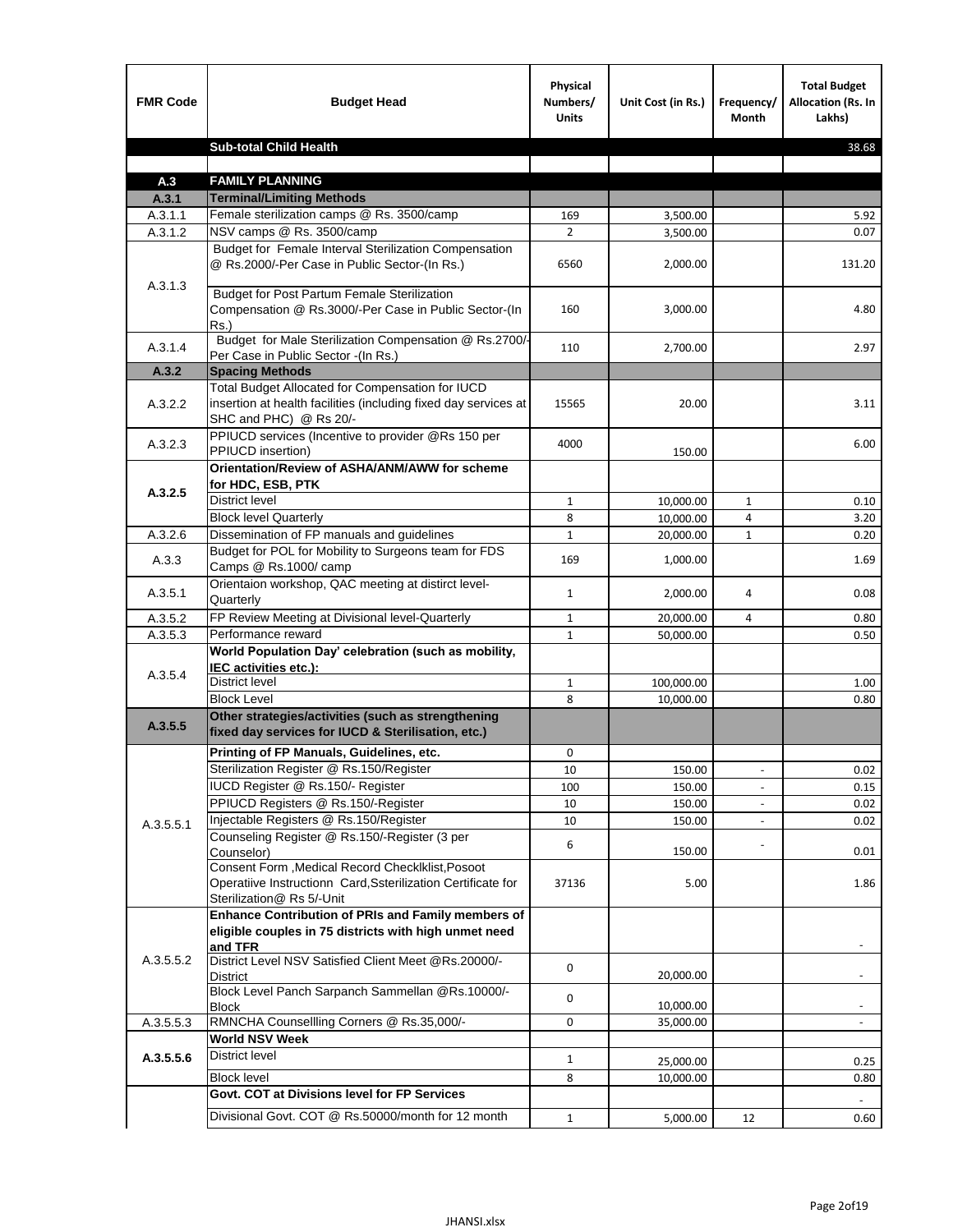| FMR Code | Budget Head | Physical Numbers/ Units | Unit Cost (in Rs.) | Frequency/ Month | Total Budget Allocation (Rs. In Lakhs) |
|---|---|---|---|---|---|
| | **Sub-total Child Health** | | | | 38.68 |
| | | | | | |
| **A.3** | **FAMILY PLANNING** | | | | |
| **A.3.1** | **Terminal/Limiting Methods** | | | | |
| A.3.1.1 | Female sterilization camps @ Rs. 3500/camp | 169 | 3,500.00 | | 5.92 |
| A.3.1.2 | NSV camps @ Rs. 3500/camp | 2 | 3,500.00 | | 0.07 |
| A.3.1.3 | Budget for Female Interval Sterilization Compensation @ Rs.2000/-Per Case in Public Sector-(In Rs.) | 6560 | 2,000.00 | | 131.20 |
| | Budget for Post Partum Female Sterilization Compensation @ Rs.3000/-Per Case in Public Sector-(In Rs.) | 160 | 3,000.00 | | 4.80 |
| A.3.1.4 | Budget for Male Sterilization Compensation @ Rs.2700/-Per Case in Public Sector -(In Rs.) | 110 | 2,700.00 | | 2.97 |
| **A.3.2** | **Spacing Methods** | | | | |
| A.3.2.2 | Total Budget Allocated for Compensation for IUCD insertion at health facilities (including fixed day services at SHC and PHC) @ Rs 20/- | 15565 | 20.00 | | 3.11 |
| A.3.2.3 | PPIUCD services (Incentive to provider @Rs 150 per PPIUCD insertion) | 4000 | 150.00 | | 6.00 |
| **A.3.2.5** | **Orientation/Review of ASHA/ANM/AWW for scheme for HDC, ESB, PTK** | | | | |
| | District level | 1 | 10,000.00 | 1 | 0.10 |
| | Block level Quarterly | 8 | 10,000.00 | 4 | 3.20 |
| A.3.2.6 | Dissemination of FP manuals and guidelines | 1 | 20,000.00 | 1 | 0.20 |
| A.3.3 | Budget for POL for Mobility to Surgeons team for FDS Camps @ Rs.1000/ camp | 169 | 1,000.00 | | 1.69 |
| A.3.5.1 | Orientaion workshop, QAC meeting at distirct level-Quarterly | 1 | 2,000.00 | 4 | 0.08 |
| A.3.5.2 | FP Review Meeting at Divisional level-Quarterly | 1 | 20,000.00 | 4 | 0.80 |
| A.3.5.3 | Performance reward | 1 | 50,000.00 | | 0.50 |
| A.3.5.4 | **World Population Day' celebration (such as mobility, IEC activities etc.):** | | | | |
| | District level | 1 | 100,000.00 | | 1.00 |
| | Block Level | 8 | 10,000.00 | | 0.80 |
| **A.3.5.5** | **Other strategies/activities (such as strengthening fixed day services for IUCD & Sterilisation, etc.)** | | | | |
| A.3.5.5.1 | **Printing of FP Manuals, Guidelines, etc.** | 0 | | | |
| | Sterilization Register @ Rs.150/Register | 10 | 150.00 | - | 0.02 |
| | IUCD Register @ Rs.150/- Register | 100 | 150.00 | - | 0.15 |
| | PPIUCD Registers @ Rs.150/-Register | 10 | 150.00 | - | 0.02 |
| | Injectable Registers @ Rs.150/Register | 10 | 150.00 | - | 0.02 |
| | Counseling Register @ Rs.150/-Register (3 per Counselor) | 6 | 150.00 | - | 0.01 |
| | Consent Form ,Medical Record Checklklist,Posoot Operatiive Instructionn Card,Ssterilization Certificate for Sterilization@ Rs 5/-Unit | 37136 | 5.00 | | 1.86 |
| A.3.5.5.2 | **Enhance Contribution of PRIs and Family members of eligible couples in 75 districts with high unmet need and TFR** | | | | - |
| | District Level NSV Satisfied Client Meet @Rs.20000/-District | 0 | 20,000.00 | | - |
| | Block Level Panch Sarpanch Sammellan @Rs.10000/-Block | 0 | 10,000.00 | | - |
| A.3.5.5.3 | RMNCHA Counsellling Corners @ Rs.35,000/- | 0 | 35,000.00 | | - |
| **A.3.5.5.6** | **World NSV Week** | | | | |
| | District level | 1 | 25,000.00 | | 0.25 |
| | Block level | 8 | 10,000.00 | | 0.80 |
| | **Govt. COT at Divisions level for FP Services** | | | | - |
| | Divisional Govt. COT @ Rs.50000/month for 12 month | 1 | 5,000.00 | 12 | 0.60 |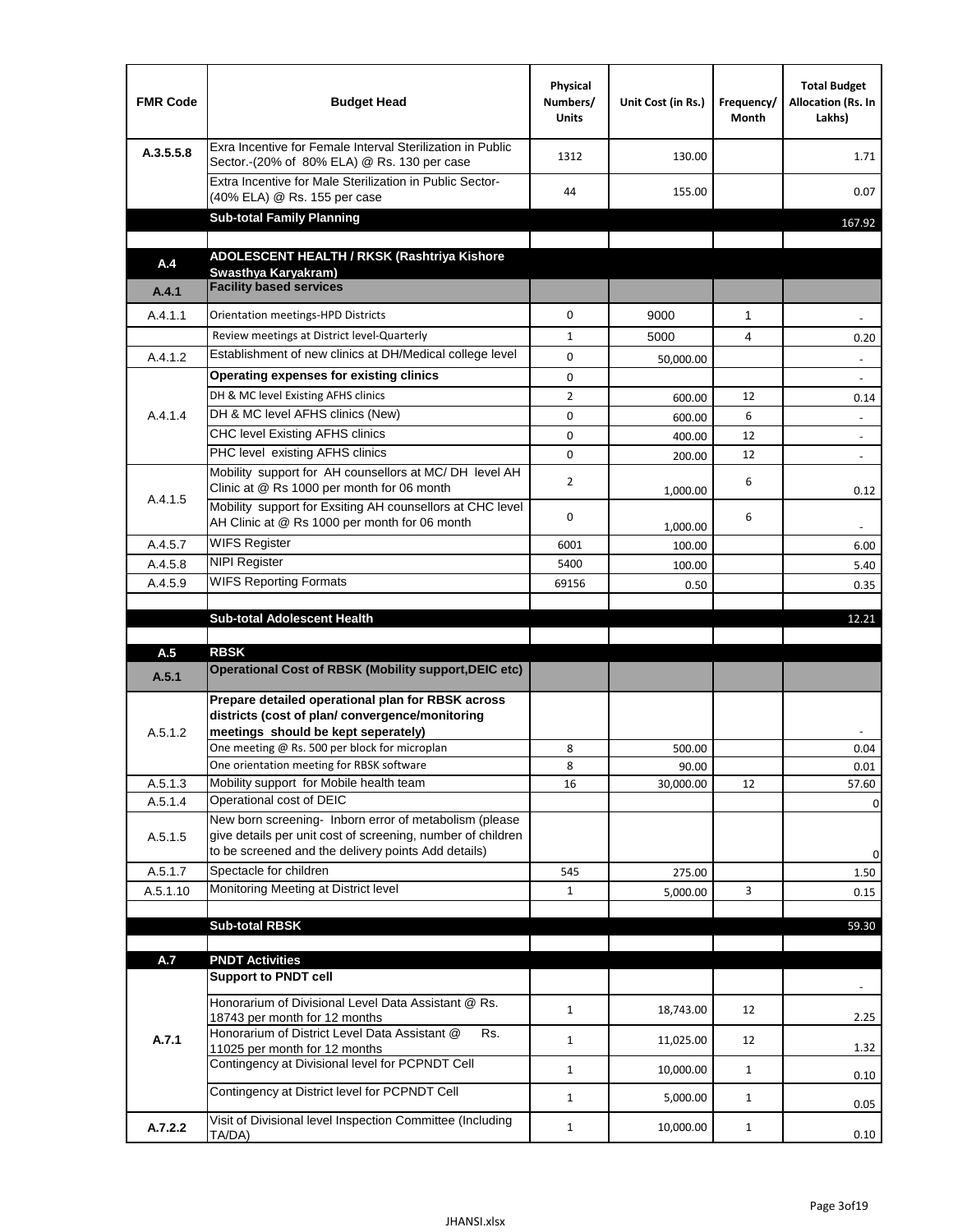| FMR Code | Budget Head | Physical Numbers/ Units | Unit Cost (in Rs.) | Frequency/ Month | Total Budget Allocation (Rs. In Lakhs) |
|---|---|---|---|---|---|
| A.3.5.5.8 | Exra Incentive for Female Interval Sterilization in Public Sector.-(20% of 80% ELA) @ Rs. 130 per case | 1312 | 130.00 | | 1.71 |
| | Extra Incentive for Male Sterilization in Public Sector-(40% ELA) @ Rs. 155 per case | 44 | 155.00 | | 0.07 |
| | **Sub-total Family Planning** | | | | 167.92 |
| | | | | | |
| **A.4** | **ADOLESCENT HEALTH / RKSK (Rashtriya Kishore Swasthya Karyakram)** | | | | |
| **A.4.1** | **Facility based services** | | | | |
| A.4.1.1 | Orientation meetings-HPD Districts | 0 | 9000 | 1 | - |
| | Review meetings at District level-Quarterly | 1 | 5000 | 4 | 0.20 |
| A.4.1.2 | Establishment of new clinics at DH/Medical college level | 0 | 50,000.00 | | - |
| A.4.1.4 | **Operating expenses for existing clinics** | 0 | | | - |
| | DH & MC level Existing AFHS clinics | 2 | 600.00 | 12 | 0.14 |
| | DH & MC level AFHS clinics (New) | 0 | 600.00 | 6 | - |
| | CHC level Existing AFHS clinics | 0 | 400.00 | 12 | - |
| | PHC level existing AFHS clinics | 0 | 200.00 | 12 | - |
| A.4.1.5 | Mobility support for AH counsellors at MC/ DH level AH Clinic at @ Rs 1000 per month for 06 month | 2 | 1,000.00 | 6 | 0.12 |
| | Mobility support for Exsiting AH counsellors at CHC level AH Clinic at @ Rs 1000 per month for 06 month | 0 | 1,000.00 | 6 | - |
| A.4.5.7 | WIFS Register | 6001 | 100.00 | | 6.00 |
| A.4.5.8 | NIPI Register | 5400 | 100.00 | | 5.40 |
| A.4.5.9 | WIFS Reporting Formats | 69156 | 0.50 | | 0.35 |
| | | | | | |
| | **Sub-total Adolescent Health** | | | | 12.21 |
| | | | | | |
| **A.5** | **RBSK** | | | | |
| **A.5.1** | **Operational Cost of RBSK (Mobility support,DEIC etc)** | | | | |
| A.5.1.2 | **Prepare detailed operational plan for RBSK across districts (cost of plan/ convergence/monitoring meetings should be kept seperately)** | | | | - |
| | One meeting @ Rs. 500 per block for microplan | 8 | 500.00 | | 0.04 |
| | One orientation meeting for RBSK software | 8 | 90.00 | | 0.01 |
| A.5.1.3 | Mobility support for Mobile health team | 16 | 30,000.00 | 12 | 57.60 |
| A.5.1.4 | Operational cost of DEIC | | | | 0 |
| A.5.1.5 | New born screening- Inborn error of metabolism (please give details per unit cost of screening, number of children to be screened and the delivery points Add details) | | | | 0 |
| A.5.1.7 | Spectacle for children | 545 | 275.00 | | 1.50 |
| A.5.1.10 | Monitoring Meeting at District level | 1 | 5,000.00 | 3 | 0.15 |
| | | | | | |
| | **Sub-total RBSK** | | | | 59.30 |
| | | | | | |
| **A.7** | **PNDT Activities** | | | | |
| **A.7.1** | **Support to PNDT cell** | | | | - |
| | Honorarium of Divisional Level Data Assistant @ Rs. 18743 per month for 12 months | 1 | 18,743.00 | 12 | 2.25 |
| | Honorarium of District Level Data Assistant @ Rs. 11025 per month for 12 months | 1 | 11,025.00 | 12 | 1.32 |
| | Contingency at Divisional level for PCPNDT Cell | 1 | 10,000.00 | 1 | 0.10 |
| | Contingency at District level for PCPNDT Cell | 1 | 5,000.00 | 1 | 0.05 |
| **A.7.2.2** | Visit of Divisional level Inspection Committee (Including TA/DA) | 1 | 10,000.00 | 1 | 0.10 |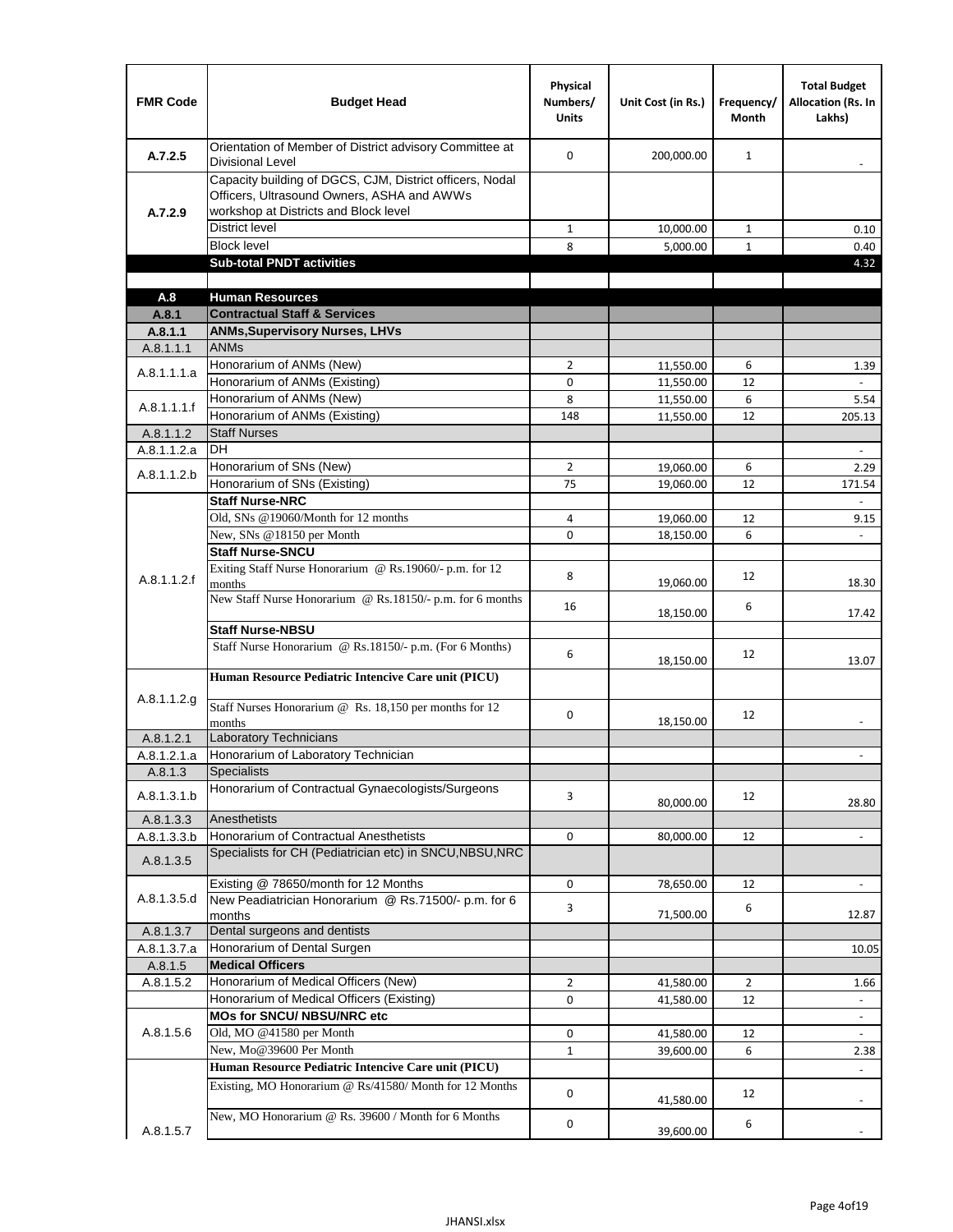| FMR Code | Budget Head | Physical Numbers/ Units | Unit Cost (in Rs.) | Frequency/ Month | Total Budget Allocation (Rs. In Lakhs) |
|---|---|---|---|---|---|
| A.7.2.5 | Orientation of Member of District advisory Committee at Divisional Level | 0 | 200,000.00 | 1 | - |
| A.7.2.9 | Capacity building of DGCS, CJM, District officers, Nodal Officers, Ultrasound Owners, ASHA and AWWs workshop at Districts and Block level | | | | |
| | District level | 1 | 10,000.00 | 1 | 0.10 |
| | Block level | 8 | 5,000.00 | 1 | 0.40 |
| | **Sub-total PNDT activities** | | | | 4.32 |
| | | | | | |
| **A.8** | **Human Resources** | | | | |
| **A.8.1** | **Contractual Staff & Services** | | | | |
| **A.8.1.1** | **ANMs,Supervisory Nurses, LHVs** | | | | |
| A.8.1.1.1 | ANMs | | | | |
| A.8.1.1.1.a | Honorarium of ANMs (New) | 2 | 11,550.00 | 6 | 1.39 |
| | Honorarium of ANMs (Existing) | 0 | 11,550.00 | 12 | - |
| A.8.1.1.1.f | Honorarium of ANMs (New) | 8 | 11,550.00 | 6 | 5.54 |
| | Honorarium of ANMs (Existing) | 148 | 11,550.00 | 12 | 205.13 |
| A.8.1.1.2 | Staff Nurses | | | | |
| A.8.1.1.2.a | DH | | | | - |
| A.8.1.1.2.b | Honorarium of SNs (New) | 2 | 19,060.00 | 6 | 2.29 |
| | Honorarium of SNs (Existing) | 75 | 19,060.00 | 12 | 171.54 |
| A.8.1.1.2.f | **Staff Nurse-NRC** | | | | - |
| | Old, SNs @19060/Month for 12 months | 4 | 19,060.00 | 12 | 9.15 |
| | New, SNs @18150 per Month | 0 | 18,150.00 | 6 | - |
| | **Staff Nurse-SNCU** | | | | |
| | Exiting Staff Nurse Honorarium @ Rs.19060/- p.m. for 12 months | 8 | 19,060.00 | 12 | 18.30 |
| | New Staff Nurse Honorarium @ Rs.18150/- p.m. for 6 months | 16 | 18,150.00 | 6 | 17.42 |
| | **Staff Nurse-NBSU** | | | | |
| | Staff Nurse Honorarium @ Rs.18150/- p.m. (For 6 Months) | 6 | 18,150.00 | 12 | 13.07 |
| A.8.1.1.2.g | **Human Resource Pediatric Intencive Care unit (PICU)** | | | | |
| | Staff Nurses Honorarium @ Rs. 18,150 per months for 12 months | 0 | 18,150.00 | 12 | - |
| A.8.1.2.1 | Laboratory Technicians | | | | |
| A.8.1.2.1.a | Honorarium of Laboratory Technician | | | | - |
| A.8.1.3 | Specialists | | | | |
| A.8.1.3.1.b | Honorarium of Contractual Gynaecologists/Surgeons | 3 | 80,000.00 | 12 | 28.80 |
| A.8.1.3.3 | Anesthetists | | | | |
| A.8.1.3.3.b | Honorarium of Contractual Anesthetists | 0 | 80,000.00 | 12 | - |
| A.8.1.3.5 | Specialists for CH (Pediatrician etc) in SNCU,NBSU,NRC | | | | |
| A.8.1.3.5.d | Existing @ 78650/month for 12 Months | 0 | 78,650.00 | 12 | - |
| | New Peadiatrician Honorarium @ Rs.71500/- p.m. for 6 months | 3 | 71,500.00 | 6 | 12.87 |
| A.8.1.3.7 | Dental surgeons and dentists | | | | |
| A.8.1.3.7.a | Honorarium of Dental Surgen | | | | 10.05 |
| A.8.1.5 | **Medical Officers** | | | | |
| A.8.1.5.2 | Honorarium of Medical Officers (New) | 2 | 41,580.00 | 2 | 1.66 |
| | Honorarium of Medical Officers (Existing) | 0 | 41,580.00 | 12 | - |
| A.8.1.5.6 | **MOs for SNCU/ NBSU/NRC etc** | | | | - |
| | Old, MO @41580 per Month | 0 | 41,580.00 | 12 | - |
| | New, Mo@39600 Per Month | 1 | 39,600.00 | 6 | 2.38 |
| A.8.1.5.7 | **Human Resource Pediatric Intencive Care unit (PICU)** | | | | - |
| | Existing, MO Honorarium @ Rs/41580/ Month for 12 Months | 0 | 41,580.00 | 12 | - |
| | New, MO Honorarium @ Rs. 39600 / Month for 6 Months | 0 | 39,600.00 | 6 | - |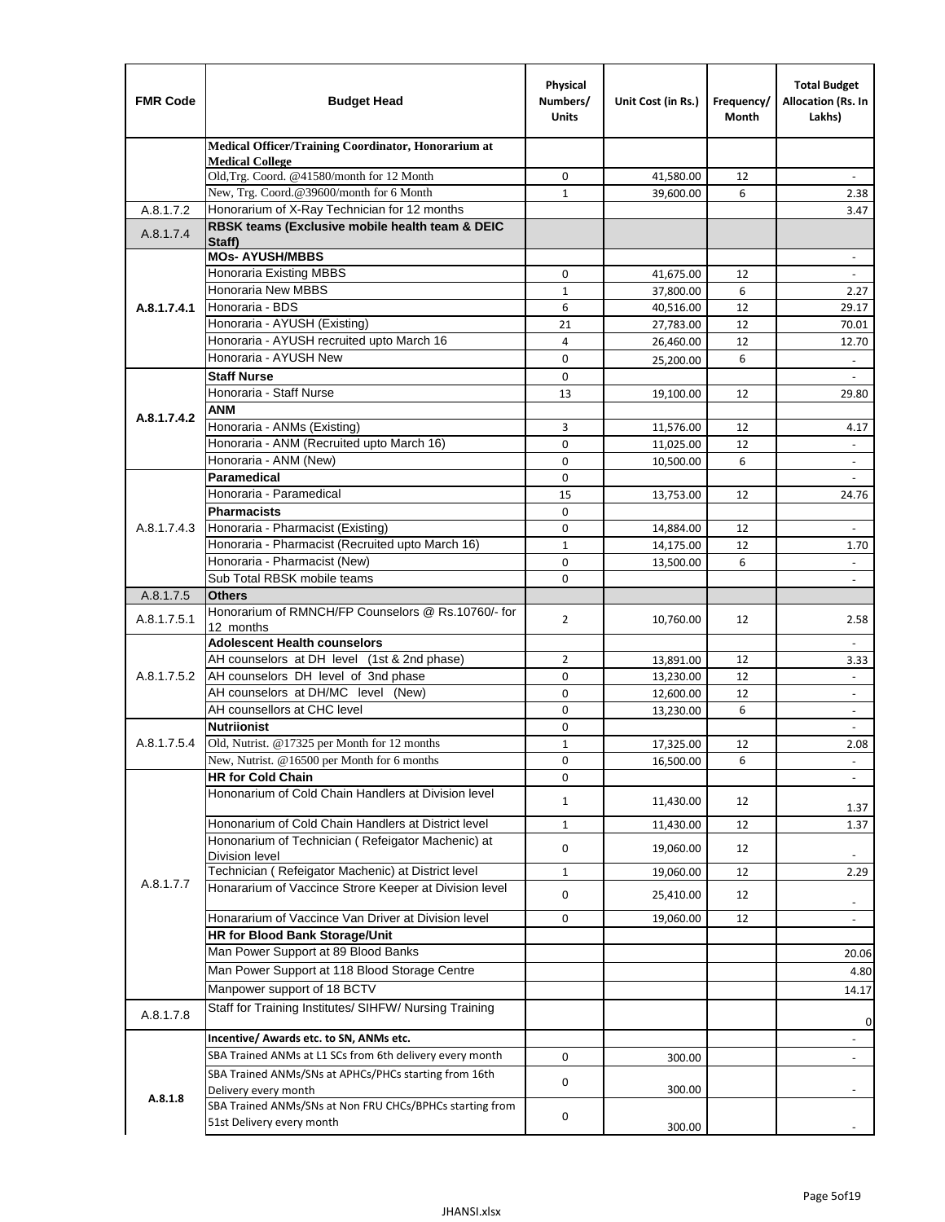| FMR Code | Budget Head | Physical Numbers/ Units | Unit Cost (in Rs.) | Frequency/ Month | Total Budget Allocation (Rs. In Lakhs) |
|---|---|---|---|---|---|
| | **Medical Officer/Training Coordinator, Honorarium at Medical College** | | | | |
| | Old,Trg. Coord. @41580/month for 12 Month | 0 | 41,580.00 | 12 | - |
| | New, Trg. Coord.@39600/month for 6 Month | 1 | 39,600.00 | 6 | 2.38 |
| A.8.1.7.2 | Honorarium of X-Ray Technician for 12 months | | | | 3.47 |
| A.8.1.7.4 | **RBSK teams (Exclusive mobile health team & DEIC Staff)** | | | | |
| A.8.1.7.4.1 | **MOs- AYUSH/MBBS** | | | | - |
| | Honoraria Existing MBBS | 0 | 41,675.00 | 12 | - |
| | Honoraria New MBBS | 1 | 37,800.00 | 6 | 2.27 |
| | Honoraria - BDS | 6 | 40,516.00 | 12 | 29.17 |
| | Honoraria - AYUSH (Existing) | 21 | 27,783.00 | 12 | 70.01 |
| | Honoraria - AYUSH recruited upto March 16 | 4 | 26,460.00 | 12 | 12.70 |
| | Honoraria - AYUSH New | 0 | 25,200.00 | 6 | - |
| A.8.1.7.4.2 | **Staff Nurse** | 0 | | | - |
| | Honoraria - Staff Nurse | 13 | 19,100.00 | 12 | 29.80 |
| | **ANM** | | | | |
| | Honoraria - ANMs (Existing) | 3 | 11,576.00 | 12 | 4.17 |
| | Honoraria - ANM (Recruited upto March 16) | 0 | 11,025.00 | 12 | - |
| | Honoraria - ANM (New) | 0 | 10,500.00 | 6 | - |
| A.8.1.7.4.3 | **Paramedical** | 0 | | | - |
| | Honoraria - Paramedical | 15 | 13,753.00 | 12 | 24.76 |
| | **Pharmacists** | 0 | | | |
| | Honoraria - Pharmacist (Existing) | 0 | 14,884.00 | 12 | - |
| | Honoraria - Pharmacist (Recruited upto March 16) | 1 | 14,175.00 | 12 | 1.70 |
| | Honoraria - Pharmacist (New) | 0 | 13,500.00 | 6 | - |
| | Sub Total RBSK mobile teams | 0 | | | - |
| A.8.1.7.5 | **Others** | | | | |
| A.8.1.7.5.1 | Honorarium of RMNCH/FP Counselors @ Rs.10760/- for 12 months | 2 | 10,760.00 | 12 | 2.58 |
| A.8.1.7.5.2 | **Adolescent Health counselors** | | | | - |
| | AH counselors at DH level (1st & 2nd phase) | 2 | 13,891.00 | 12 | 3.33 |
| | AH counselors DH level of 3nd phase | 0 | 13,230.00 | 12 | - |
| | AH counselors at DH/MC level (New) | 0 | 12,600.00 | 12 | - |
| | AH counsellors at CHC level | 0 | 13,230.00 | 6 | - |
| A.8.1.7.5.4 | **Nutriionist** | 0 | | | - |
| | Old, Nutrist. @17325 per Month for 12 months | 1 | 17,325.00 | 12 | 2.08 |
| | New, Nutrist. @16500 per Month for 6 months | 0 | 16,500.00 | 6 | - |
| A.8.1.7.7 | **HR for Cold Chain** | 0 | | | - |
| | Hononarium of Cold Chain Handlers at Division level | 1 | 11,430.00 | 12 | 1.37 |
| | Hononarium of Cold Chain Handlers at District level | 1 | 11,430.00 | 12 | 1.37 |
| | Hononarium of Technician ( Refeigator Machenic) at Division level | 0 | 19,060.00 | 12 | - |
| | Technician ( Refeigator Machenic) at District level | 1 | 19,060.00 | 12 | 2.29 |
| | Honararium of Vaccince Strore Keeper at Division level | 0 | 25,410.00 | 12 | - |
| | Honararium of Vaccince Van Driver at Division level | 0 | 19,060.00 | 12 | - |
| | **HR for Blood Bank Storage/Unit** | | | | |
| | Man Power Support at 89 Blood Banks | | | | 20.06 |
| | Man Power Support at 118 Blood Storage Centre | | | | 4.80 |
| | Manpower support of 18 BCTV | | | | 14.17 |
| A.8.1.7.8 | Staff for Training Institutes/ SIHFW/ Nursing Training | | | | 0 |
| A.8.1.8 | **Incentive/ Awards etc. to SN, ANMs etc.** | | | | - |
| | SBA Trained ANMs at L1 SCs from 6th delivery every month | 0 | 300.00 | | - |
| | SBA Trained ANMs/SNs at APHCs/PHCs starting from 16th Delivery every month | 0 | 300.00 | | - |
| | SBA Trained ANMs/SNs at Non FRU CHCs/BPHCs starting from 51st Delivery every month | 0 | 300.00 | | - |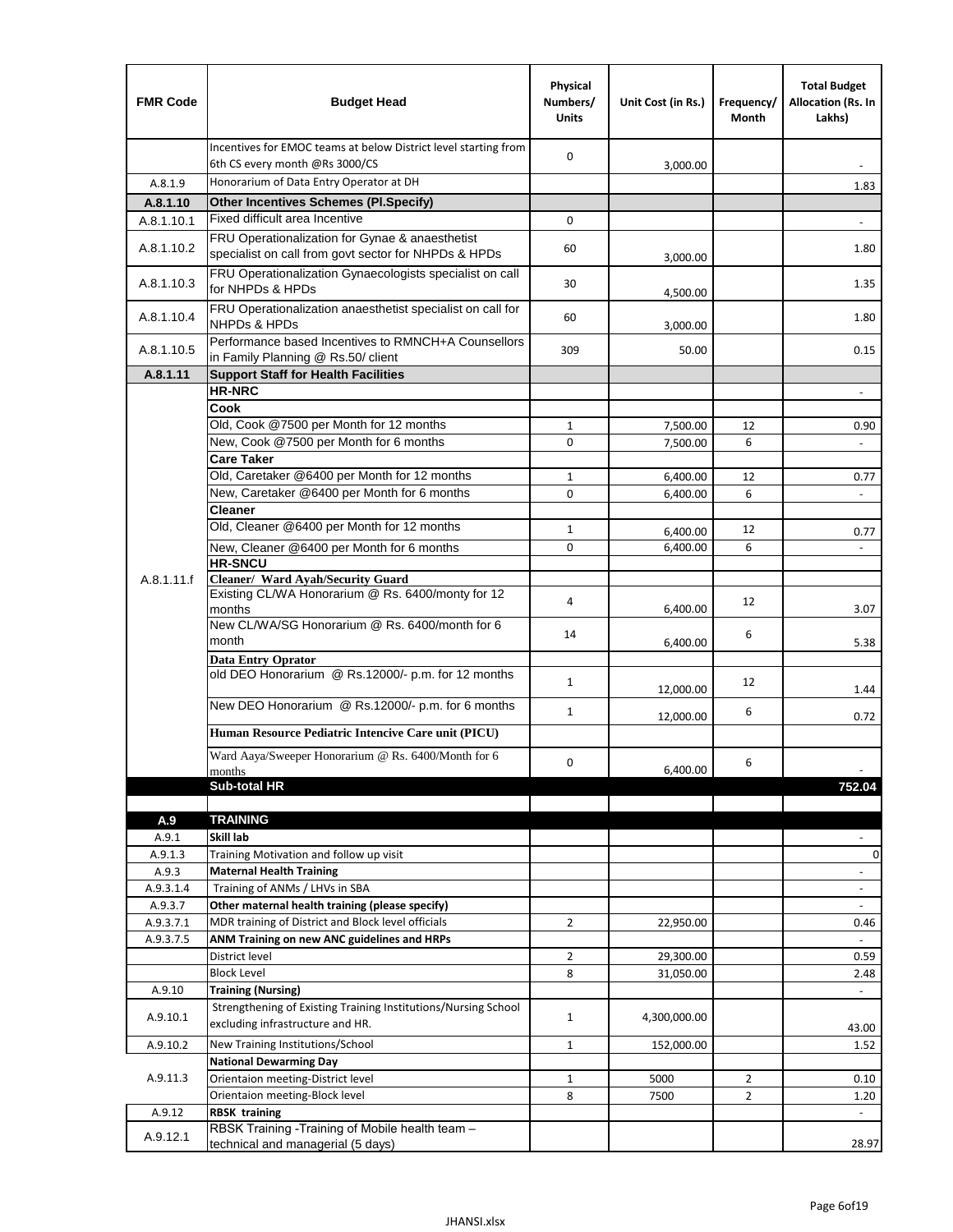| FMR Code | Budget Head | Physical Numbers/ Units | Unit Cost (in Rs.) | Frequency/ Month | Total Budget Allocation (Rs. In Lakhs) |
|---|---|---|---|---|---|
| | Incentives for EMOC teams at below District level starting from 6th CS every month @Rs 3000/CS | 0 | 3,000.00 | | - |
| A.8.1.9 | Honorarium of Data Entry Operator at DH | | | | 1.83 |
| **A.8.1.10** | **Other Incentives Schemes (Pl.Specify)** | | | | |
| A.8.1.10.1 | Fixed difficult area Incentive | 0 | | | - |
| A.8.1.10.2 | FRU Operationalization for Gynae & anaesthetist specialist on call from govt sector for NHPDs & HPDs | 60 | 3,000.00 | | 1.80 |
| A.8.1.10.3 | FRU Operationalization Gynaecologists specialist on call for NHPDs & HPDs | 30 | 4,500.00 | | 1.35 |
| A.8.1.10.4 | FRU Operationalization anaesthetist specialist on call for NHPDs & HPDs | 60 | 3,000.00 | | 1.80 |
| A.8.1.10.5 | Performance based Incentives to RMNCH+A Counsellors in Family Planning @ Rs.50/ client | 309 | 50.00 | | 0.15 |
| **A.8.1.11** | **Support Staff for Health Facilities** | | | | |
| A.8.1.11.f | **HR-NRC** | | | | - |
| | **Cook** | | | | |
| | Old, Cook @7500 per Month for 12 months | 1 | 7,500.00 | 12 | 0.90 |
| | New, Cook @7500 per Month for 6 months | 0 | 7,500.00 | 6 | - |
| | **Care Taker** | | | | |
| | Old, Caretaker @6400 per Month for 12 months | 1 | 6,400.00 | 12 | 0.77 |
| | New, Caretaker @6400 per Month for 6 months | 0 | 6,400.00 | 6 | - |
| | **Cleaner** | | | | |
| | Old, Cleaner @6400 per Month for 12 months | 1 | 6,400.00 | 12 | 0.77 |
| | New, Cleaner @6400 per Month for 6 months | 0 | 6,400.00 | 6 | - |
| | **HR-SNCU** | | | | |
| | **Cleaner/ Ward Ayah/Security Guard** | | | | |
| | Existing CL/WA Honorarium @ Rs. 6400/monty for 12 months | 4 | 6,400.00 | 12 | 3.07 |
| | New CL/WA/SG Honorarium @ Rs. 6400/month for 6 month | 14 | 6,400.00 | 6 | 5.38 |
| | **Data Entry Oprator** | | | | |
| | old DEO Honorarium @ Rs.12000/- p.m. for 12 months | 1 | 12,000.00 | 12 | 1.44 |
| | New DEO Honorarium @ Rs.12000/- p.m. for 6 months | 1 | 12,000.00 | 6 | 0.72 |
| | **Human Resource Pediatric Intencive Care unit (PICU)** | | | | |
| | Ward Aaya/Sweeper Honorarium @ Rs. 6400/Month for 6 months | 0 | 6,400.00 | 6 | - |
| | **Sub-total HR** | | | | **752.04** |
| | | | | | |
| **A.9** | **TRAINING** | | | | |
| A.9.1 | **Skill lab** | | | | - |
| A.9.1.3 | Training Motivation and follow up visit | | | | 0 |
| A.9.3 | **Maternal Health Training** | | | | - |
| A.9.3.1.4 | Training of ANMs / LHVs in SBA | | | | - |
| A.9.3.7 | **Other maternal health training (please specify)** | | | | - |
| A.9.3.7.1 | MDR training of District and Block level officials | 2 | 22,950.00 | | 0.46 |
| A.9.3.7.5 | **ANM Training on new ANC guidelines and HRPs** | | | | - |
| | District level | 2 | 29,300.00 | | 0.59 |
| | Block Level | 8 | 31,050.00 | | 2.48 |
| A.9.10 | **Training (Nursing)** | | | | - |
| A.9.10.1 | Strengthening of Existing Training Institutions/Nursing School excluding infrastructure and HR. | 1 | 4,300,000.00 | | 43.00 |
| A.9.10.2 | New Training Institutions/School | 1 | 152,000.00 | | 1.52 |
| A.9.11.3 | **National Dewarming Day** | | | | |
| | Orientaion meeting-District level | 1 | 5000 | 2 | 0.10 |
| | Orientaion meeting-Block level | 8 | 7500 | 2 | 1.20 |
| A.9.12 | **RBSK training** | | | | - |
| A.9.12.1 | RBSK Training -Training of Mobile health team – technical and managerial (5 days) | | | | 28.97 |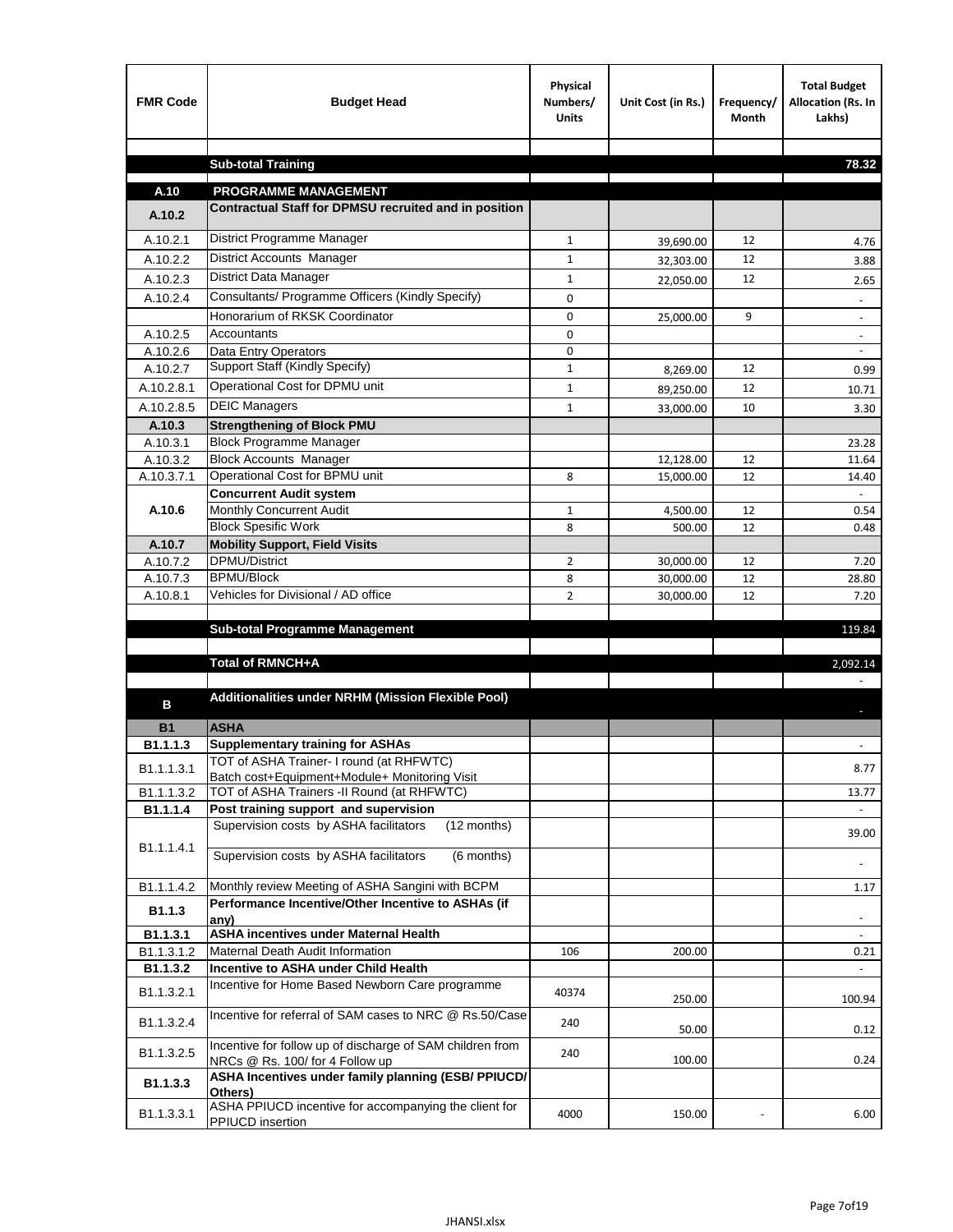| FMR Code | Budget Head | Physical Numbers/ Units | Unit Cost (in Rs.) | Frequency/ Month | Total Budget Allocation (Rs. In Lakhs) |
|---|---|---|---|---|---|
| | | | | | |
| | **Sub-total Training** | | | | **78.32** |
| **A.10** | **PROGRAMME MANAGEMENT** | | | | |
| **A.10.2** | **Contractual Staff for DPMSU recruited and in position** | | | | |
| A.10.2.1 | District Programme Manager | 1 | 39,690.00 | 12 | 4.76 |
| A.10.2.2 | District Accounts Manager | 1 | 32,303.00 | 12 | 3.88 |
| A.10.2.3 | District Data Manager | 1 | 22,050.00 | 12 | 2.65 |
| A.10.2.4 | Consultants/ Programme Officers (Kindly Specify) | 0 | | | - |
| | Honorarium of RKSK Coordinator | 0 | 25,000.00 | 9 | - |
| A.10.2.5 | Accountants | 0 | | | - |
| A.10.2.6 | Data Entry Operators | 0 | | | - |
| A.10.2.7 | Support Staff (Kindly Specify) | 1 | 8,269.00 | 12 | 0.99 |
| A.10.2.8.1 | Operational Cost for DPMU unit | 1 | 89,250.00 | 12 | 10.71 |
| A.10.2.8.5 | DEIC Managers | 1 | 33,000.00 | 10 | 3.30 |
| **A.10.3** | **Strengthening of Block PMU** | | | | |
| A.10.3.1 | Block Programme Manager | | | | 23.28 |
| A.10.3.2 | Block Accounts Manager | | 12,128.00 | 12 | 11.64 |
| A.10.3.7.1 | Operational Cost for BPMU unit | 8 | 15,000.00 | 12 | 14.40 |
| **A.10.6** | **Concurrent Audit system** | | | | - |
| | Monthly Concurrent Audit | 1 | 4,500.00 | 12 | 0.54 |
| | Block Spesific Work | 8 | 500.00 | 12 | 0.48 |
| **A.10.7** | **Mobility Support, Field Visits** | | | | |
| A.10.7.2 | DPMU/District | 2 | 30,000.00 | 12 | 7.20 |
| A.10.7.3 | BPMU/Block | 8 | 30,000.00 | 12 | 28.80 |
| A.10.8.1 | Vehicles for Divisional / AD office | 2 | 30,000.00 | 12 | 7.20 |
| | | | | | |
| | **Sub-total Programme Management** | | | | 119.84 |
| | | | | | |
| | **Total of RMNCH+A** | | | | 2,092.14 |
| | | | | | - |
| **B** | **Additionalities under NRHM (Mission Flexible Pool)** | | | | - |
| **B1** | **ASHA** | | | | |
| **B1.1.1.3** | **Supplementary training for ASHAs** | | | | - |
| B1.1.1.3.1 | TOT of ASHA Trainer- I round (at RHFWTC) Batch cost+Equipment+Module+ Monitoring Visit | | | | 8.77 |
| B1.1.1.3.2 | TOT of ASHA Trainers -II Round (at RHFWTC) | | | | 13.77 |
| **B1.1.1.4** | **Post training support and supervision** | | | | - |
| B1.1.1.4.1 | Supervision costs by ASHA facilitators (12 months) | | | | 39.00 |
| | Supervision costs by ASHA facilitators (6 months) | | | | - |
| B1.1.1.4.2 | Monthly review Meeting of ASHA Sangini with BCPM | | | | 1.17 |
| **B1.1.3** | **Performance Incentive/Other Incentive to ASHAs (if any)** | | | | - |
| **B1.1.3.1** | **ASHA incentives under Maternal Health** | | | | - |
| B1.1.3.1.2 | Maternal Death Audit Information | 106 | 200.00 | | 0.21 |
| **B1.1.3.2** | **Incentive to ASHA under Child Health** | | | | - |
| B1.1.3.2.1 | Incentive for Home Based Newborn Care programme | 40374 | 250.00 | | 100.94 |
| B1.1.3.2.4 | Incentive for referral of SAM cases to NRC @ Rs.50/Case | 240 | 50.00 | | 0.12 |
| B1.1.3.2.5 | Incentive for follow up of discharge of SAM children from NRCs @ Rs. 100/ for 4 Follow up | 240 | 100.00 | | 0.24 |
| **B1.1.3.3** | **ASHA Incentives under family planning (ESB/ PPIUCD/ Others)** | | | | |
| B1.1.3.3.1 | ASHA PPIUCD incentive for accompanying the client for PPIUCD insertion | 4000 | 150.00 | - | 6.00 |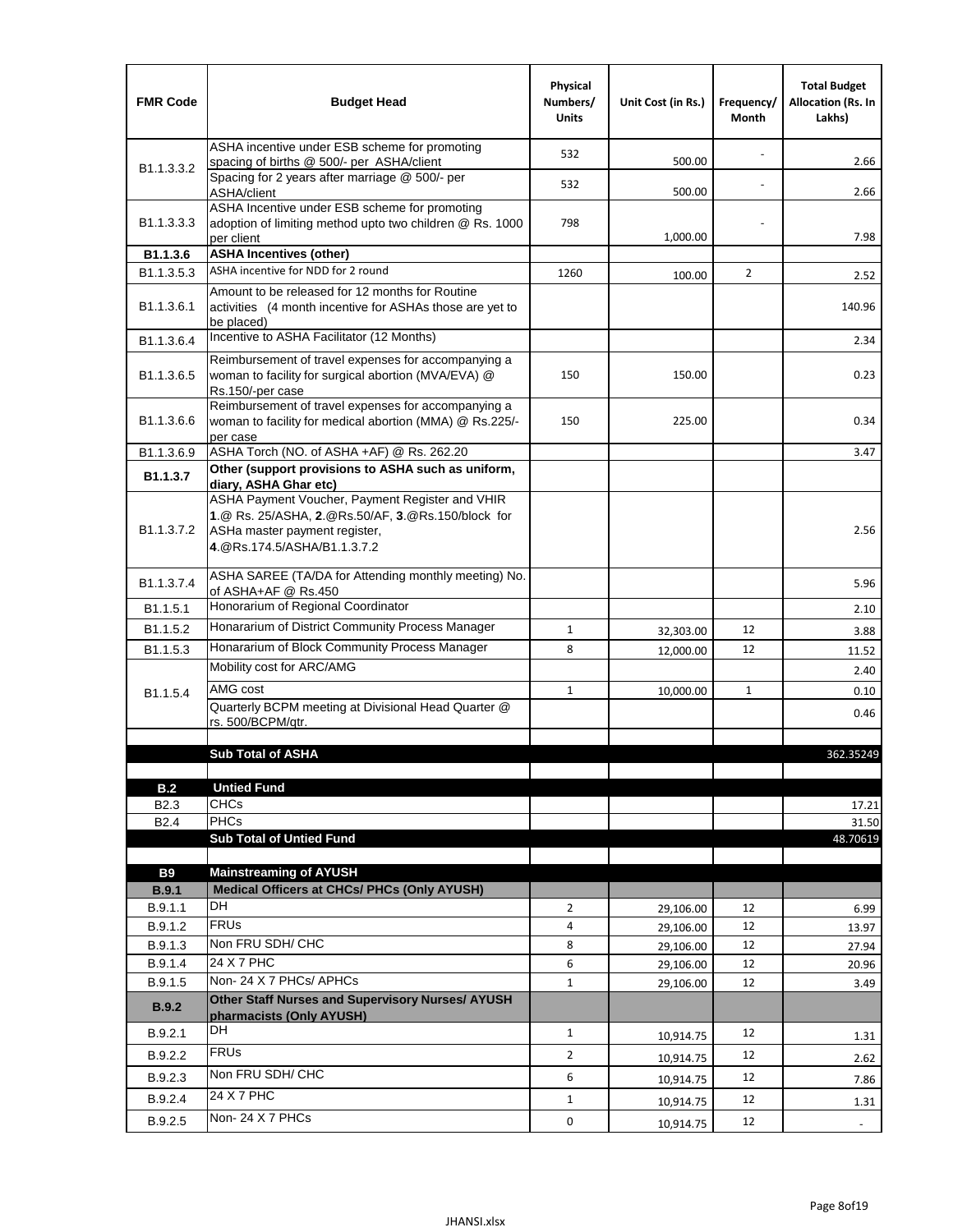| FMR Code | Budget Head | Physical Numbers/ Units | Unit Cost (in Rs.) | Frequency/ Month | Total Budget Allocation (Rs. In Lakhs) |
|---|---|---|---|---|---|
| B1.1.3.3.2 | ASHA incentive under ESB scheme for promoting spacing of births @ 500/- per ASHA/client | 532 | 500.00 | - | 2.66 |
| | Spacing for 2 years after marriage @ 500/- per ASHA/client | 532 | 500.00 | - | 2.66 |
| B1.1.3.3.3 | ASHA Incentive under ESB scheme for promoting adoption of limiting method upto two children @ Rs. 1000 per client | 798 | 1,000.00 | - | 7.98 |
| **B1.1.3.6** | **ASHA Incentives (other)** | | | | |
| B1.1.3.5.3 | ASHA incentive for NDD for 2 round | 1260 | 100.00 | 2 | 2.52 |
| B1.1.3.6.1 | Amount to be released for 12 months for Routine activities (4 month incentive for ASHAs those are yet to be placed) | | | | 140.96 |
| B1.1.3.6.4 | Incentive to ASHA Facilitator (12 Months) | | | | 2.34 |
| B1.1.3.6.5 | Reimbursement of travel expenses for accompanying a woman to facility for surgical abortion (MVA/EVA) @ Rs.150/-per case | 150 | 150.00 | | 0.23 |
| B1.1.3.6.6 | Reimbursement of travel expenses for accompanying a woman to facility for medical abortion (MMA) @ Rs.225/-per case | 150 | 225.00 | | 0.34 |
| B1.1.3.6.9 | ASHA Torch (NO. of ASHA +AF) @ Rs. 262.20 | | | | 3.47 |
| **B1.1.3.7** | **Other (support provisions to ASHA such as uniform, diary, ASHA Ghar etc)** | | | | |
| B1.1.3.7.2 | ASHA Payment Voucher, Payment Register and VHIR **1**.@ Rs. 25/ASHA, **2**.@Rs.50/AF, **3**.@Rs.150/block for ASHa master payment register, **4**.@Rs.174.5/ASHA/B1.1.3.7.2 | | | | 2.56 |
| B1.1.3.7.4 | ASHA SAREE (TA/DA for Attending monthly meeting) No. of ASHA+AF @ Rs.450 | | | | 5.96 |
| B1.1.5.1 | Honorarium of Regional Coordinator | | | | 2.10 |
| B1.1.5.2 | Honararium of District Community Process Manager | 1 | 32,303.00 | 12 | 3.88 |
| B1.1.5.3 | Honararium of Block Community Process Manager | 8 | 12,000.00 | 12 | 11.52 |
| B1.1.5.4 | Mobility cost for ARC/AMG | | | | 2.40 |
| | AMG cost | 1 | 10,000.00 | 1 | 0.10 |
| | Quarterly BCPM meeting at Divisional Head Quarter @ rs. 500/BCPM/qtr. | | | | 0.46 |
| | | | | | |
| | **Sub Total of ASHA** | | | | 362.35249 |
| | | | | | |
| **B.2** | **Untied Fund** | | | | |
| B2.3 | CHCs | | | | 17.21 |
| B2.4 | PHCs | | | | 31.50 |
| | **Sub Total of Untied Fund** | | | | 48.70619 |
| | | | | | |
| **B9** | **Mainstreaming of AYUSH** | | | | |
| **B.9.1** | **Medical Officers at CHCs/ PHCs (Only AYUSH)** | | | | |
| B.9.1.1 | DH | 2 | 29,106.00 | 12 | 6.99 |
| B.9.1.2 | FRUs | 4 | 29,106.00 | 12 | 13.97 |
| B.9.1.3 | Non FRU SDH/ CHC | 8 | 29,106.00 | 12 | 27.94 |
| B.9.1.4 | 24 X 7 PHC | 6 | 29,106.00 | 12 | 20.96 |
| B.9.1.5 | Non- 24 X 7 PHCs/ APHCs | 1 | 29,106.00 | 12 | 3.49 |
| **B.9.2** | **Other Staff Nurses and Supervisory Nurses/ AYUSH pharmacists (Only AYUSH)** | | | | |
| B.9.2.1 | DH | 1 | 10,914.75 | 12 | 1.31 |
| B.9.2.2 | FRUs | 2 | 10,914.75 | 12 | 2.62 |
| B.9.2.3 | Non FRU SDH/ CHC | 6 | 10,914.75 | 12 | 7.86 |
| B.9.2.4 | 24 X 7 PHC | 1 | 10,914.75 | 12 | 1.31 |
| B.9.2.5 | Non- 24 X 7 PHCs | 0 | 10,914.75 | 12 | - |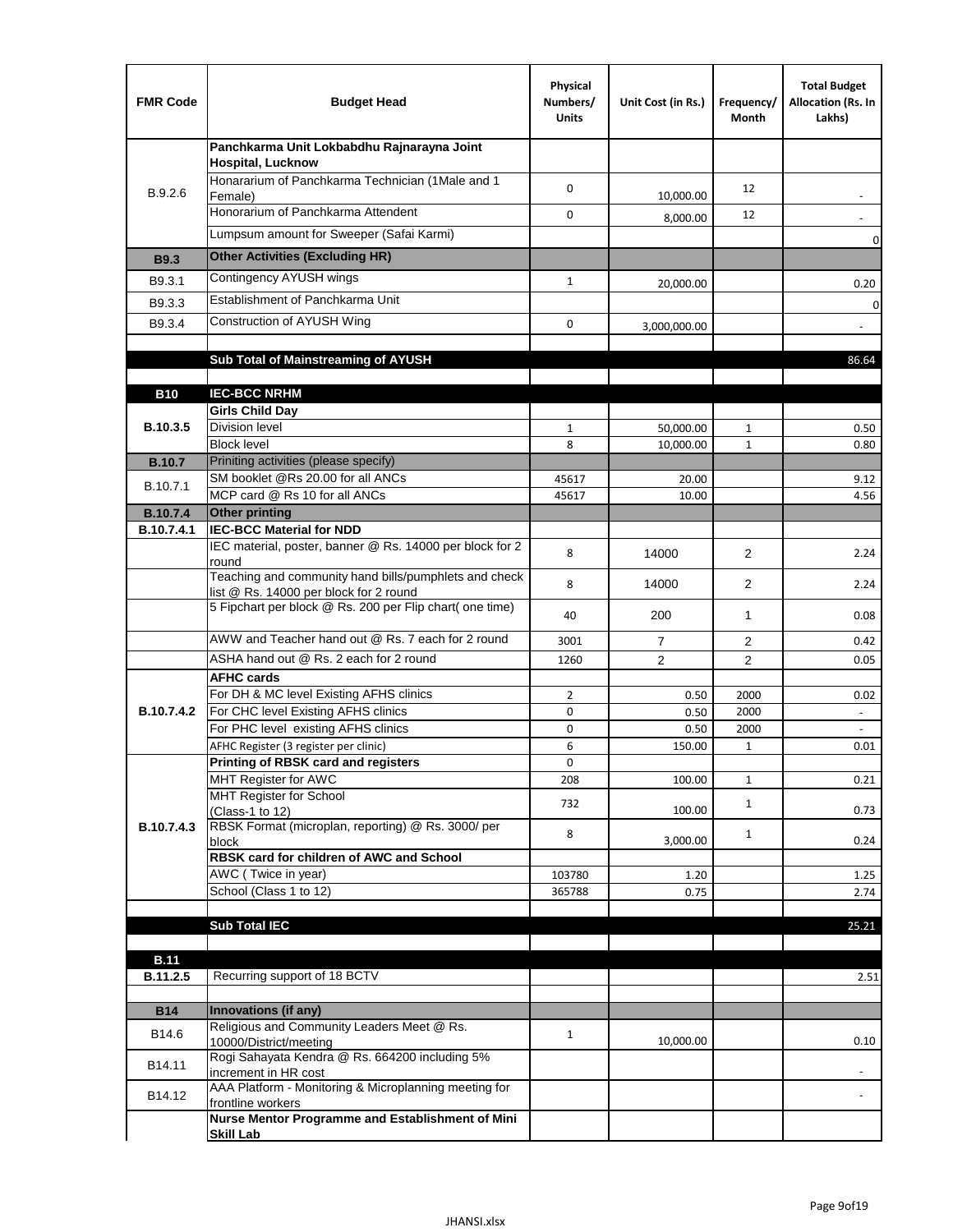| FMR Code | Budget Head | Physical Numbers/ Units | Unit Cost (in Rs.) | Frequency/ Month | Total Budget Allocation (Rs. In Lakhs) |
|---|---|---|---|---|---|
| B.9.2.6 | **Panchkarma Unit Lokbabdhu Rajnarayna Joint Hospital, Lucknow** | | | | |
| | Honorarium of Panchkarma Technician (1Male and 1 Female) | 0 | 10,000.00 | 12 | - |
| | Honorarium of Panchkarma Attendent | 0 | 8,000.00 | 12 | - |
| | Lumpsum amount for Sweeper (Safai Karmi) | | | | 0 |
| **B9.3** | **Other Activities (Excluding HR)** | | | | |
| B9.3.1 | Contingency AYUSH wings | 1 | 20,000.00 | | 0.20 |
| B9.3.3 | Establishment of Panchkarma Unit | | | | 0 |
| B9.3.4 | Construction of AYUSH Wing | 0 | 3,000,000.00 | | - |
| | | | | | |
| | **Sub Total of Mainstreaming of AYUSH** | | | | 86.64 |
| | | | | | |
| **B10** | **IEC-BCC NRHM** | | | | |
| **B.10.3.5** | **Girls Child Day** | | | | |
| | Division level | 1 | 50,000.00 | 1 | 0.50 |
| | Block level | 8 | 10,000.00 | 1 | 0.80 |
| **B.10.7** | Priniting activities (please specify) | | | | |
| B.10.7.1 | SM booklet @Rs 20.00 for all ANCs | 45617 | 20.00 | | 9.12 |
| | MCP card @ Rs 10 for all ANCs | 45617 | 10.00 | | 4.56 |
| **B.10.7.4** | **Other printing** | | | | |
| **B.10.7.4.1** | **IEC-BCC Material for NDD** | | | | |
| | IEC material, poster, banner @ Rs. 14000 per block for 2 round | 8 | 14000 | 2 | 2.24 |
| | Teaching and community hand bills/pumphlets and check list @ Rs. 14000 per block for 2 round | 8 | 14000 | 2 | 2.24 |
| | 5 Fipchart per block @ Rs. 200 per Flip chart( one time) | 40 | 200 | 1 | 0.08 |
| | AWW and Teacher hand out @ Rs. 7 each for 2 round | 3001 | 7 | 2 | 0.42 |
| | ASHA hand out @ Rs. 2 each for 2 round | 1260 | 2 | 2 | 0.05 |
| **B.10.7.4.2** | **AFHC cards** | | | | |
| | For DH & MC level Existing AFHS clinics | 2 | 0.50 | 2000 | 0.02 |
| | For CHC level Existing AFHS clinics | 0 | 0.50 | 2000 | - |
| | For PHC level existing AFHS clinics | 0 | 0.50 | 2000 | - |
| | AFHC Register (3 register per clinic) | 6 | 150.00 | 1 | 0.01 |
| **B.10.7.4.3** | **Printing of RBSK card and registers** | 0 | | | |
| | MHT Register for AWC | 208 | 100.00 | 1 | 0.21 |
| | MHT Register for School (Class-1 to 12) | 732 | 100.00 | 1 | 0.73 |
| | RBSK Format (microplan, reporting) @ Rs. 3000/ per block | 8 | 3,000.00 | 1 | 0.24 |
| | **RBSK card for children of AWC and School** | | | | |
| | AWC ( Twice in year) | 103780 | 1.20 | | 1.25 |
| | School (Class 1 to 12) | 365788 | 0.75 | | 2.74 |
| | | | | | |
| | **Sub Total IEC** | | | | 25.21 |
| | | | | | |
| **B.11** | | | | | |
| **B.11.2.5** | Recurring support of 18 BCTV | | | | 2.51 |
| | | | | | |
| **B14** | **Innovations (if any)** | | | | |
| B14.6 | Religious and Community Leaders Meet @ Rs. 10000/District/meeting | 1 | 10,000.00 | | 0.10 |
| B14.11 | Rogi Sahayata Kendra @ Rs. 664200 including 5% increment in HR cost | | | | - |
| B14.12 | AAA Platform - Monitoring & Microplanning meeting for frontline workers | | | | - |
| | **Nurse Mentor Programme and Establishment of Mini Skill Lab** | | | | |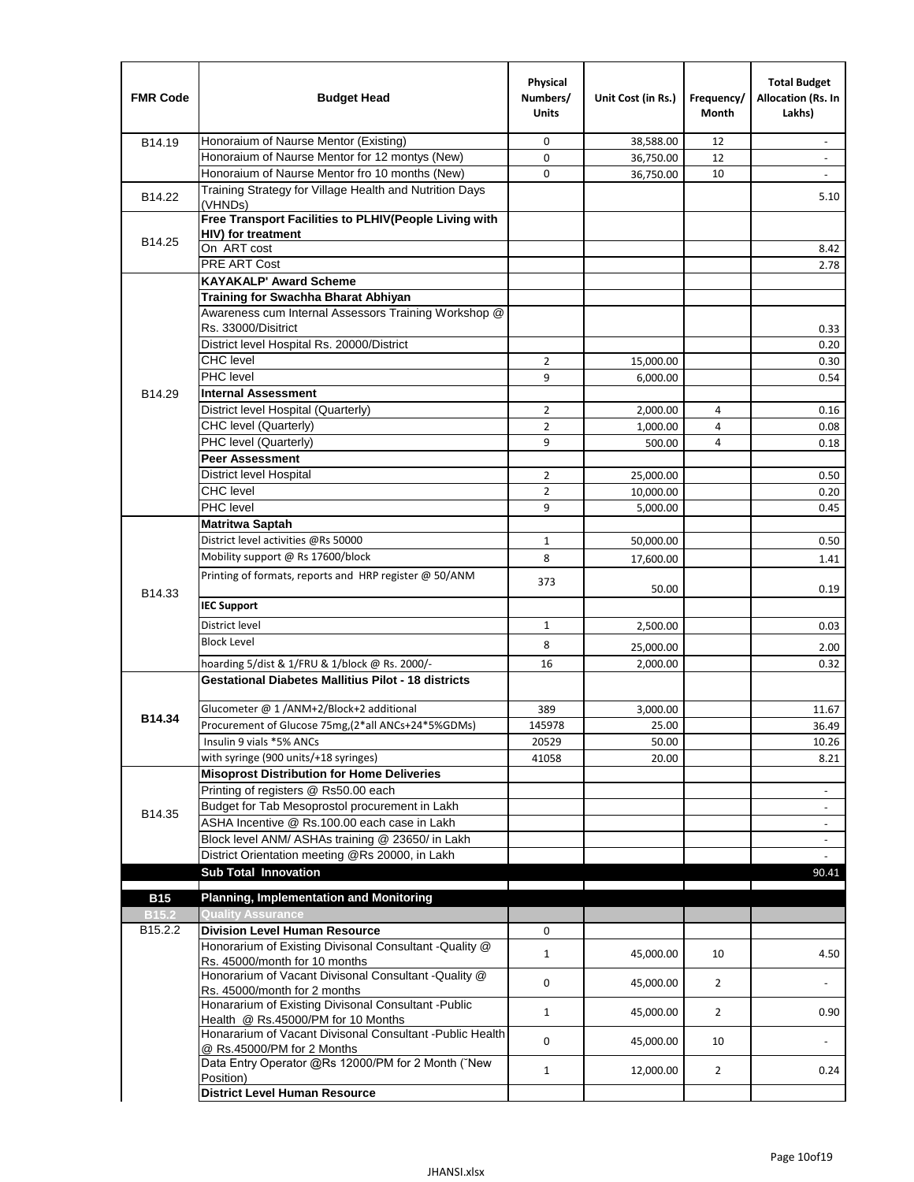| FMR Code | Budget Head | Physical Numbers/ Units | Unit Cost (in Rs.) | Frequency/ Month | Total Budget Allocation (Rs. In Lakhs) |
|---|---|---|---|---|---|
| B14.19 | Honoraium of Naurse Mentor (Existing) | 0 | 38,588.00 | 12 | - |
| | Honoraium of Naurse Mentor for 12 montys (New) | 0 | 36,750.00 | 12 | - |
| | Honoraium of Naurse Mentor fro 10 months (New) | 0 | 36,750.00 | 10 | - |
| B14.22 | Training Strategy for Village Health and Nutrition Days (VHNDs) | | | | 5.10 |
| B14.25 | **Free Transport Facilities to PLHIV(People Living with HIV) for treatment** | | | | |
| | On ART cost | | | | 8.42 |
| | PRE ART Cost | | | | 2.78 |
| B14.29 | **KAYAKALP' Award Scheme** | | | | |
| | **Training for Swachha Bharat Abhiyan** | | | | |
| | Awareness cum Internal Assessors Training Workshop @ Rs. 33000/Disitrict | | | | 0.33 |
| | District level Hospital Rs. 20000/District | | | | 0.20 |
| | CHC level | 2 | 15,000.00 | | 0.30 |
| | PHC level | 9 | 6,000.00 | | 0.54 |
| | **Internal Assessment** | | | | |
| | District level Hospital (Quarterly) | 2 | 2,000.00 | 4 | 0.16 |
| | CHC level (Quarterly) | 2 | 1,000.00 | 4 | 0.08 |
| | PHC level (Quarterly) | 9 | 500.00 | 4 | 0.18 |
| | **Peer Assessment** | | | | |
| | District level Hospital | 2 | 25,000.00 | | 0.50 |
| | CHC level | 2 | 10,000.00 | | 0.20 |
| | PHC level | 9 | 5,000.00 | | 0.45 |
| B14.33 | **Matritwa Saptah** | | | | |
| | District level activities @Rs 50000 | 1 | 50,000.00 | | 0.50 |
| | Mobility support @ Rs 17600/block | 8 | 17,600.00 | | 1.41 |
| | Printing of formats, reports and HRP register @ 50/ANM | 373 | 50.00 | | 0.19 |
| | **IEC Support** | | | | |
| | District level | 1 | 2,500.00 | | 0.03 |
| | Block Level | 8 | 25,000.00 | | 2.00 |
| | hoarding 5/dist & 1/FRU & 1/block @ Rs. 2000/- | 16 | 2,000.00 | | 0.32 |
| **B14.34** | **Gestational Diabetes Mallitius Pilot - 18 districts** | | | | |
| | Glucometer @ 1 /ANM+2/Block+2 additional | 389 | 3,000.00 | | 11.67 |
| | Procurement of Glucose 75mg,(2*all ANCs+24*5%GDMs) | 145978 | 25.00 | | 36.49 |
| | Insulin 9 vials *5% ANCs | 20529 | 50.00 | | 10.26 |
| | with syringe (900 units/+18 syringes) | 41058 | 20.00 | | 8.21 |
| B14.35 | **Misoprost Distribution for Home Deliveries** | | | | |
| | Printing of registers @ Rs50.00 each | | | | - |
| | Budget for Tab Mesoprostol procurement in Lakh | | | | - |
| | ASHA Incentive @ Rs.100.00 each case in Lakh | | | | - |
| | Block level ANM/ ASHAs training @ 23650/ in Lakh | | | | - |
| | District Orientation meeting @Rs 20000, in Lakh | | | | - |
| | **Sub Total Innovation** | | | | 90.41 |
| **B15** | **Planning, Implementation and Monitoring** | | | | |
| **B15.2** | **Quality Assurance** | | | | |
| B15.2.2 | **Division Level Human Resource** | 0 | | | |
| | Honorarium of Existing Divisonal Consultant -Quality @ Rs. 45000/month for 10 months | 1 | 45,000.00 | 10 | 4.50 |
| | Honorarium of Vacant Divisonal Consultant -Quality @ Rs. 45000/month for 2 months | 0 | 45,000.00 | 2 | - |
| | Honararium of Existing Divisonal Consultant -Public Health @ Rs.45000/PM for 10 Months | 1 | 45,000.00 | 2 | 0.90 |
| | Honararium of Vacant Divisonal Consultant -Public Health @ Rs.45000/PM for 2 Months | 0 | 45,000.00 | 10 | - |
| | Data Entry Operator @Rs 12000/PM for 2 Month ("New Position) | 1 | 12,000.00 | 2 | 0.24 |
| | **District Level Human Resource** | | | | |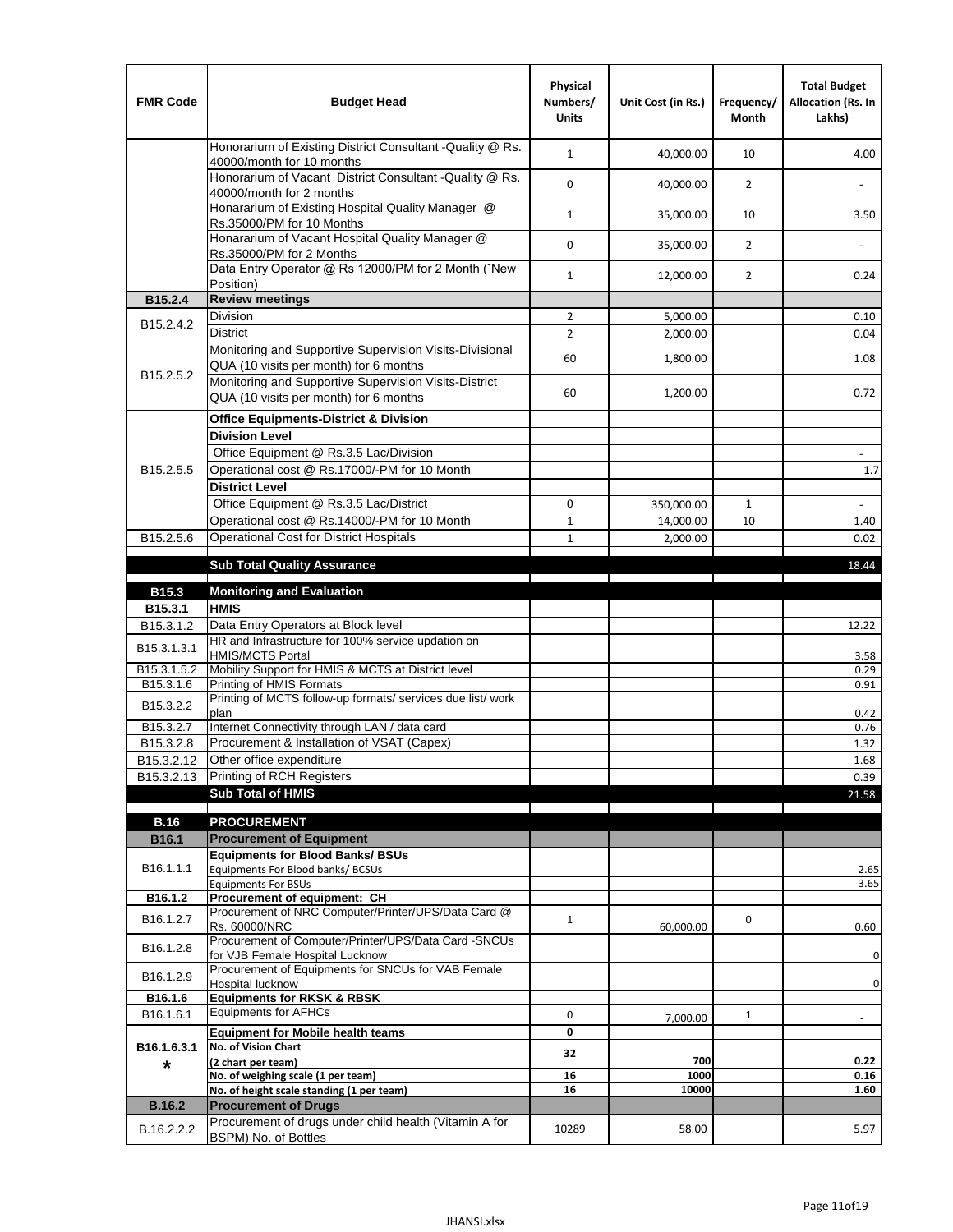| FMR Code | Budget Head | Physical Numbers/ Units | Unit Cost (in Rs.) | Frequency/ Month | Total Budget Allocation (Rs. In Lakhs) |
|---|---|---|---|---|---|
| | Honorarium of Existing District Consultant -Quality @ Rs. 40000/month for 10 months | 1 | 40,000.00 | 10 | 4.00 |
| | Honorarium of Vacant District Consultant -Quality @ Rs. 40000/month for 2 months | 0 | 40,000.00 | 2 | - |
| | Honararium of Existing Hospital Quality Manager @ Rs.35000/PM for 10 Months | 1 | 35,000.00 | 10 | 3.50 |
| | Honararium of Vacant Hospital Quality Manager @ Rs.35000/PM for 2 Months | 0 | 35,000.00 | 2 | - |
| | Data Entry Operator @ Rs 12000/PM for 2 Month (˜New Position) | 1 | 12,000.00 | 2 | 0.24 |
| **B15.2.4** | **Review meetings** | | | | |
| B15.2.4.2 | Division | 2 | 5,000.00 | | 0.10 |
| | District | 2 | 2,000.00 | | 0.04 |
| B15.2.5.2 | Monitoring and Supportive Supervision Visits-Divisional QUA (10 visits per month) for 6 months | 60 | 1,800.00 | | 1.08 |
| | Monitoring and Supportive Supervision Visits-District QUA (10 visits per month) for 6 months | 60 | 1,200.00 | | 0.72 |
| B15.2.5.5 | **Office Equipments-District & Division** | | | | |
| | **Division Level** | | | | |
| | Office Equipment @ Rs.3.5 Lac/Division | | | | - |
| | Operational cost @ Rs.17000/-PM for 10 Month | | | | 1.7 |
| | **District Level** | | | | |
| | Office Equipment @ Rs.3.5 Lac/District | 0 | 350,000.00 | 1 | - |
| | Operational cost @ Rs.14000/-PM for 10 Month | 1 | 14,000.00 | 10 | 1.40 |
| B15.2.5.6 | Operational Cost for District Hospitals | 1 | 2,000.00 | | 0.02 |
| | **Sub Total Quality Assurance** | | | | 18.44 |
| **B15.3** | **Monitoring and Evaluation** | | | | |
| **B15.3.1** | **HMIS** | | | | |
| B15.3.1.2 | Data Entry Operators at Block level | | | | 12.22 |
| B15.3.1.3.1 | HR and Infrastructure for 100% service updation on HMIS/MCTS Portal | | | | 3.58 |
| B15.3.1.5.2 | Mobility Support for HMIS & MCTS at District level | | | | 0.29 |
| B15.3.1.6 | Printing of HMIS Formats | | | | 0.91 |
| B15.3.2.2 | Printing of MCTS follow-up formats/ services due list/ work plan | | | | 0.42 |
| B15.3.2.7 | Internet Connectivity through LAN / data card | | | | 0.76 |
| B15.3.2.8 | Procurement & Installation of VSAT (Capex) | | | | 1.32 |
| B15.3.2.12 | Other office expenditure | | | | 1.68 |
| B15.3.2.13 | Printing of RCH Registers | | | | 0.39 |
| | **Sub Total of HMIS** | | | | 21.58 |
| **B.16** | **PROCUREMENT** | | | | |
| **B16.1** | **Procurement of Equipment** | | | | |
| B16.1.1.1 | **Equipments for Blood Banks/ BSUs** | | | | |
| | Equipments For Blood banks/ BCSUs | | | | 2.65 |
| | Equipments For BSUs | | | | 3.65 |
| **B16.1.2** | **Procurement of equipment: CH** | | | | |
| B16.1.2.7 | Procurement of NRC Computer/Printer/UPS/Data Card @ Rs. 60000/NRC | 1 | 60,000.00 | 0 | 0.60 |
| B16.1.2.8 | Procurement of Computer/Printer/UPS/Data Card -SNCUs for VJB Female Hospital Lucknow | | | | 0 |
| B16.1.2.9 | Procurement of Equipments for SNCUs for VAB Female Hospital lucknow | | | | 0 |
| **B16.1.6** | **Equipments for RKSK & RBSK** | | | | |
| B16.1.6.1 | Equipments for AFHCs | 0 | 7,000.00 | 1 | - |
| B16.1.6.3.1 * | **Equipment for Mobile health teams** | 0 | | | |
| | **No. of Vision Chart (2 chart per team)** | 32 | 700 | | 0.22 |
| | **No. of weighing scale (1 per team)** | 16 | 1000 | | 0.16 |
| | **No. of height scale standing (1 per team)** | 16 | 10000 | | 1.60 |
| **B.16.2** | **Procurement of Drugs** | | | | |
| B.16.2.2.2 | Procurement of drugs under child health (Vitamin A for BSPM) No. of Bottles | 10289 | 58.00 | | 5.97 |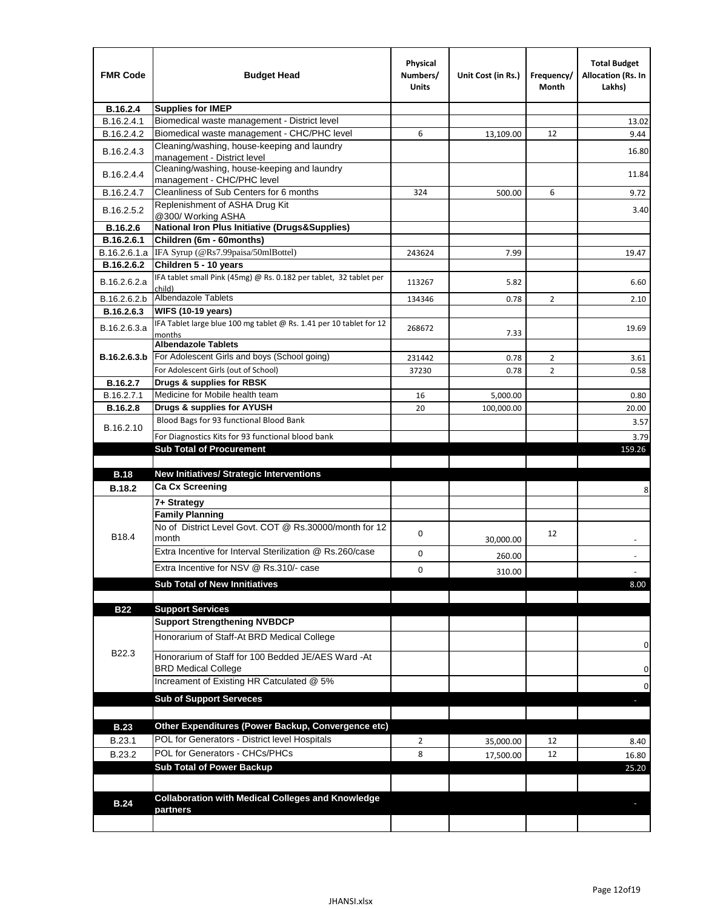| FMR Code | Budget Head | Physical Numbers/ Units | Unit Cost (in Rs.) | Frequency/ Month | Total Budget Allocation (Rs. In Lakhs) |
|---|---|---|---|---|---|
| **B.16.2.4** | **Supplies for IMEP** | | | | |
| B.16.2.4.1 | Biomedical waste management - District level | | | | 13.02 |
| B.16.2.4.2 | Biomedical waste management - CHC/PHC level | 6 | 13,109.00 | 12 | 9.44 |
| B.16.2.4.3 | Cleaning/washing, house-keeping and laundry management - District level | | | | 16.80 |
| B.16.2.4.4 | Cleaning/washing, house-keeping and laundry management - CHC/PHC level | | | | 11.84 |
| B.16.2.4.7 | Cleanliness of Sub Centers for 6 months | 324 | 500.00 | 6 | 9.72 |
| B.16.2.5.2 | Replenishment of ASHA Drug Kit @300/ Working ASHA | | | | 3.40 |
| **B.16.2.6** | **National Iron Plus Initiative (Drugs&Supplies)** | | | | |
| **B.16.2.6.1** | **Children (6m - 60months)** | | | | |
| B.16.2.6.1.a | IFA Syrup (@Rs7.99paisa/50mlBottel) | 243624 | 7.99 | | 19.47 |
| **B.16.2.6.2** | **Children 5 - 10 years** | | | | |
| B.16.2.6.2.a | IFA tablet small Pink (45mg) @ Rs. 0.182 per tablet, 32 tablet per child) | 113267 | 5.82 | | 6.60 |
| B.16.2.6.2.b | Albendazole Tablets | 134346 | 0.78 | 2 | 2.10 |
| **B.16.2.6.3** | **WIFS (10-19 years)** | | | | |
| B.16.2.6.3.a | IFA Tablet large blue 100 mg tablet @ Rs. 1.41 per 10 tablet for 12 months | 268672 | 7.33 | | 19.69 |
| **B.16.2.6.3.b** | **Albendazole Tablets** | | | | |
| | For Adolescent Girls and boys (School going) | 231442 | 0.78 | 2 | 3.61 |
| | For Adolescent Girls (out of School) | 37230 | 0.78 | 2 | 0.58 |
| **B.16.2.7** | **Drugs & supplies for RBSK** | | | | |
| B.16.2.7.1 | Medicine for Mobile health team | 16 | 5,000.00 | | 0.80 |
| **B.16.2.8** | **Drugs & supplies for AYUSH** | 20 | 100,000.00 | | 20.00 |
| B.16.2.10 | Blood Bags for 93 functional Blood Bank | | | | 3.57 |
| | For Diagnostics Kits for 93 functional blood bank | | | | 3.79 |
| | **Sub Total of Procurement** | | | | 159.26 |
| | | | | | |
| **B.18** | **New Initiatives/ Strategic Interventions** | | | | |
| **B.18.2** | **Ca Cx Screening** | | | | 8 |
| B18.4 | **7+ Strategy** | | | | |
| | **Family Planning** | | | | |
| | No of District Level Govt. COT @ Rs.30000/month for 12 month | 0 | 30,000.00 | 12 | - |
| | Extra Incentive for Interval Sterilization @ Rs.260/case | 0 | 260.00 | | - |
| | Extra Incentive for NSV @ Rs.310/- case | 0 | 310.00 | | - |
| | **Sub Total of New Innitiatives** | | | | 8.00 |
| | | | | | |
| **B22** | **Support Services** | | | | |
| B22.3 | **Support Strengthening NVBDCP** | | | | |
| | Honorarium of Staff-At BRD Medical College | | | | 0 |
| | Honorarium of Staff for 100 Bedded JE/AES Ward -At BRD Medical College | | | | 0 |
| | Increament of Existing HR Catculated @ 5% | | | | 0 |
| | **Sub of Support Serveces** | | | | - |
| | | | | | |
| **B.23** | **Other Expenditures (Power Backup, Convergence etc)** | | | | |
| B.23.1 | POL for Generators - District level Hospitals | 2 | 35,000.00 | 12 | 8.40 |
| B.23.2 | POL for Generators - CHCs/PHCs | 8 | 17,500.00 | 12 | 16.80 |
| | **Sub Total of Power Backup** | | | | 25.20 |
| | | | | | |
| **B.24** | **Collaboration with Medical Colleges and Knowledge partners** | | | | - |
| | | | | | |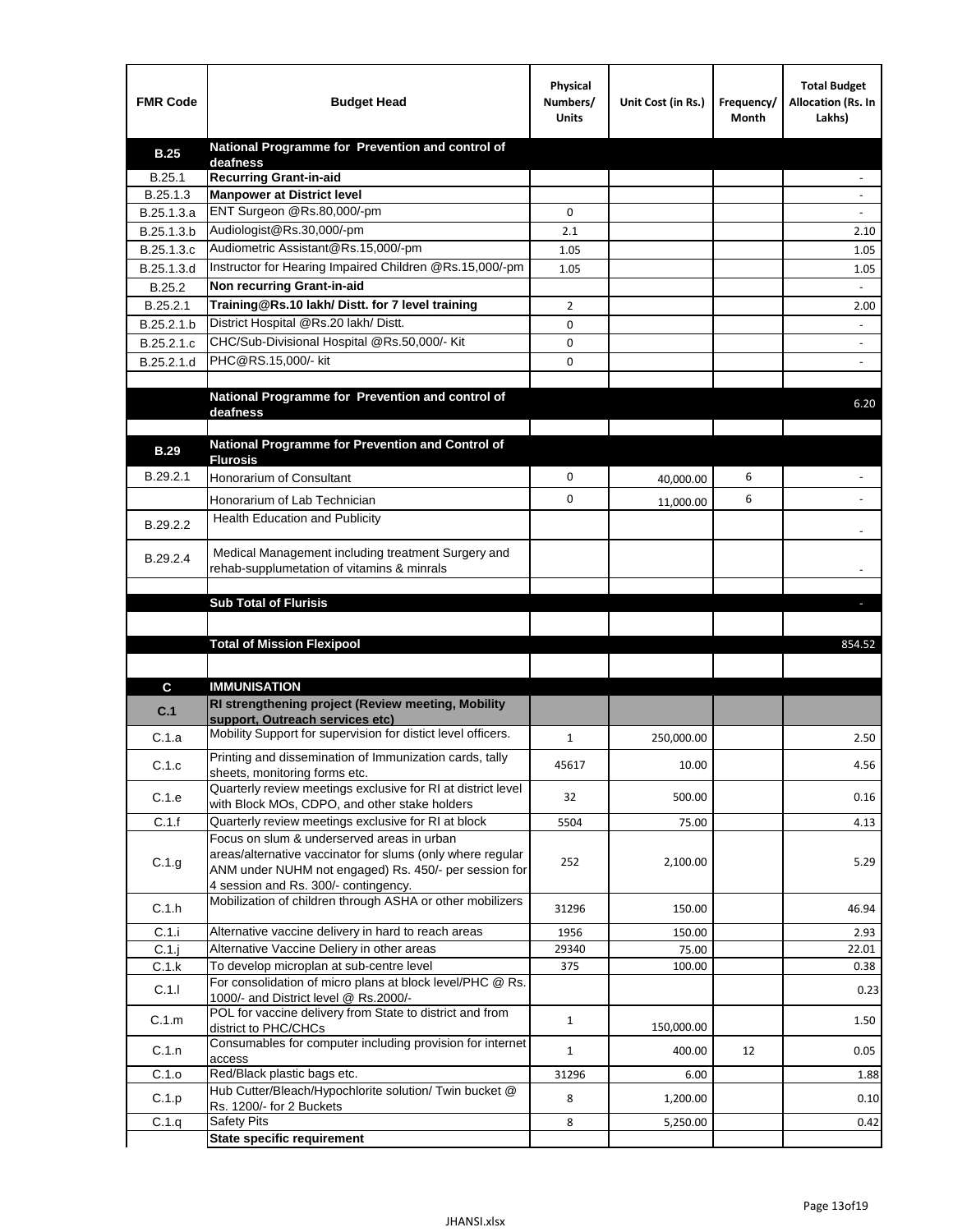| FMR Code | Budget Head | Physical Numbers/ Units | Unit Cost (in Rs.) | Frequency/ Month | Total Budget Allocation (Rs. In Lakhs) |
|---|---|---|---|---|---|
| **B.25** | **National Programme for Prevention and control of deafness** | | | | |
| B.25.1 | **Recurring Grant-in-aid** | | | | - |
| B.25.1.3 | **Manpower at District level** | | | | - |
| B.25.1.3.a | ENT Surgeon @Rs.80,000/-pm | 0 | | | - |
| B.25.1.3.b | Audiologist@Rs.30,000/-pm | 2.1 | | | 2.10 |
| B.25.1.3.c | Audiometric Assistant@Rs.15,000/-pm | 1.05 | | | 1.05 |
| B.25.1.3.d | Instructor for Hearing Impaired Children @Rs.15,000/-pm | 1.05 | | | 1.05 |
| B.25.2 | **Non recurring Grant-in-aid** | | | | - |
| B.25.2.1 | **Training@Rs.10 lakh/ Distt. for 7 level training** | 2 | | | 2.00 |
| B.25.2.1.b | District Hospital @Rs.20 lakh/ Distt. | 0 | | | - |
| B.25.2.1.c | CHC/Sub-Divisional Hospital @Rs.50,000/- Kit | 0 | | | - |
| B.25.2.1.d | PHC@RS.15,000/- kit | 0 | | | - |
| | | | | | |
| | **National Programme for Prevention and control of deafness** | | | | 6.20 |
| | | | | | |
| **B.29** | **National Programme for Prevention and Control of Flurosis** | | | | |
| B.29.2.1 | Honorarium of Consultant | 0 | 40,000.00 | 6 | - |
| | Honorarium of Lab Technician | 0 | 11,000.00 | 6 | - |
| B.29.2.2 | Health Education and Publicity | | | | - |
| B.29.2.4 | Medical Management including treatment Surgery and rehab-supplumetation of vitamins & minrals | | | | - |
| | | | | | |
| | **Sub Total of Flurisis** | | | | - |
| | | | | | |
| | **Total of Mission Flexipool** | | | | 854.52 |
| | | | | | |
| **C** | **IMMUNISATION** | | | | |
| **C.1** | **RI strengthening project (Review meeting, Mobility support, Outreach services etc)** | | | | |
| C.1.a | Mobility Support for supervision for distict level officers. | 1 | 250,000.00 | | 2.50 |
| C.1.c | Printing and dissemination of Immunization cards, tally sheets, monitoring forms etc. | 45617 | 10.00 | | 4.56 |
| C.1.e | Quarterly review meetings exclusive for RI at district level with Block MOs, CDPO, and other stake holders | 32 | 500.00 | | 0.16 |
| C.1.f | Quarterly review meetings exclusive for RI at block | 5504 | 75.00 | | 4.13 |
| C.1.g | Focus on slum & underserved areas in urban areas/alternative vaccinator for slums (only where regular ANM under NUHM not engaged) Rs. 450/- per session for 4 session and Rs. 300/- contingency. | 252 | 2,100.00 | | 5.29 |
| C.1.h | Mobilization of children through ASHA or other mobilizers | 31296 | 150.00 | | 46.94 |
| C.1.i | Alternative vaccine delivery in hard to reach areas | 1956 | 150.00 | | 2.93 |
| C.1.j | Alternative Vaccine Deliery in other areas | 29340 | 75.00 | | 22.01 |
| C.1.k | To develop microplan at sub-centre level | 375 | 100.00 | | 0.38 |
| C.1.l | For consolidation of micro plans at block level/PHC @ Rs. 1000/- and District level @ Rs.2000/- | | | | 0.23 |
| C.1.m | POL for vaccine delivery from State to district and from district to PHC/CHCs | 1 | 150,000.00 | | 1.50 |
| C.1.n | Consumables for computer including provision for internet access | 1 | 400.00 | 12 | 0.05 |
| C.1.o | Red/Black plastic bags etc. | 31296 | 6.00 | | 1.88 |
| C.1.p | Hub Cutter/Bleach/Hypochlorite solution/ Twin bucket @ Rs. 1200/- for 2 Buckets | 8 | 1,200.00 | | 0.10 |
| C.1.q | Safety Pits | 8 | 5,250.00 | | 0.42 |
| | **State specific requirement** | | | | |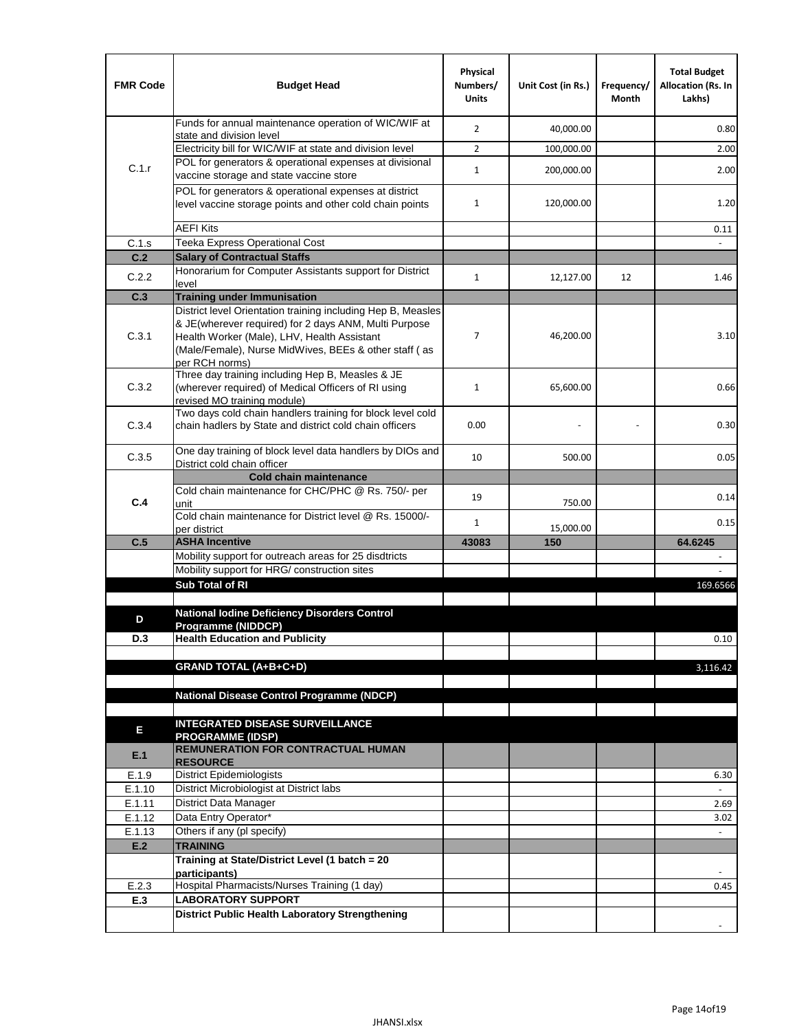| FMR Code | Budget Head | Physical Numbers/ Units | Unit Cost (in Rs.) | Frequency/ Month | Total Budget Allocation (Rs. In Lakhs) |
|---|---|---|---|---|---|
| C.1.r | Funds for annual maintenance operation of WIC/WIF at state and division level | 2 | 40,000.00 | | 0.80 |
| | Electricity bill for WIC/WIF at state and division level | 2 | 100,000.00 | | 2.00 |
| | POL for generators & operational expenses at divisional vaccine storage and state vaccine store | 1 | 200,000.00 | | 2.00 |
| | POL for generators & operational expenses at district level vaccine storage points and other cold chain points | 1 | 120,000.00 | | 1.20 |
| | AEFI Kits | | | | 0.11 |
| C.1.s | Teeka Express Operational Cost | | | | - |
| **C.2** | **Salary of Contractual Staffs** | | | | |
| C.2.2 | Honorarium for Computer Assistants support for District level | 1 | 12,127.00 | 12 | 1.46 |
| **C.3** | **Training under Immunisation** | | | | |
| C.3.1 | District level Orientation training including Hep B, Measles & JE(wherever required) for 2 days ANM, Multi Purpose Health Worker (Male), LHV, Health Assistant (Male/Female), Nurse MidWives, BEEs & other staff ( as per RCH norms) | 7 | 46,200.00 | | 3.10 |
| C.3.2 | Three day training including Hep B, Measles & JE (wherever required) of Medical Officers of RI using revised MO training module) | 1 | 65,600.00 | | 0.66 |
| C.3.4 | Two days cold chain handlers training for block level cold chain hadlers by State and district cold chain officers | 0.00 | - | - | 0.30 |
| C.3.5 | One day training of block level data handlers by DIOs and District cold chain officer | 10 | 500.00 | | 0.05 |
| **C.4** | **Cold chain maintenance** | | | | |
| | Cold chain maintenance for CHC/PHC @ Rs. 750/- per unit | 19 | 750.00 | | 0.14 |
| | Cold chain maintenance for District level @ Rs. 15000/- per district | 1 | 15,000.00 | | 0.15 |
| **C.5** | **ASHA Incentive** | **43083** | **150** | | **64.6245** |
| | Mobility support for outreach areas for 25 disdtricts | | | | - |
| | Mobility support for HRG/ construction sites | | | | - |
| | **Sub Total of RI** | | | | 169.6566 |
| | | | | | |
| **D** | **National Iodine Deficiency Disorders Control Programme (NIDDCP)** | | | | |
| **D.3** | **Health Education and Publicity** | | | | 0.10 |
| | | | | | |
| | **GRAND TOTAL (A+B+C+D)** | | | | 3,116.42 |
| | | | | | |
| | **National Disease Control Programme (NDCP)** | | | | |
| | | | | | |
| **E** | **INTEGRATED DISEASE SURVEILLANCE PROGRAMME (IDSP)** | | | | |
| **E.1** | **REMUNERATION FOR CONTRACTUAL HUMAN RESOURCE** | | | | |
| E.1.9 | District Epidemiologists | | | | 6.30 |
| E.1.10 | District Microbiologist at District labs | | | | - |
| E.1.11 | District Data Manager | | | | 2.69 |
| E.1.12 | Data Entry Operator* | | | | 3.02 |
| E.1.13 | Others if any (pl specify) | | | | - |
| **E.2** | **TRAINING** | | | | |
| | **Training at State/District Level (1 batch = 20 participants)** | | | | - |
| E.2.3 | Hospital Pharmacists/Nurses Training (1 day) | | | | 0.45 |
| **E.3** | **LABORATORY SUPPORT** | | | | |
| | **District Public Health Laboratory Strengthening** | | | | - |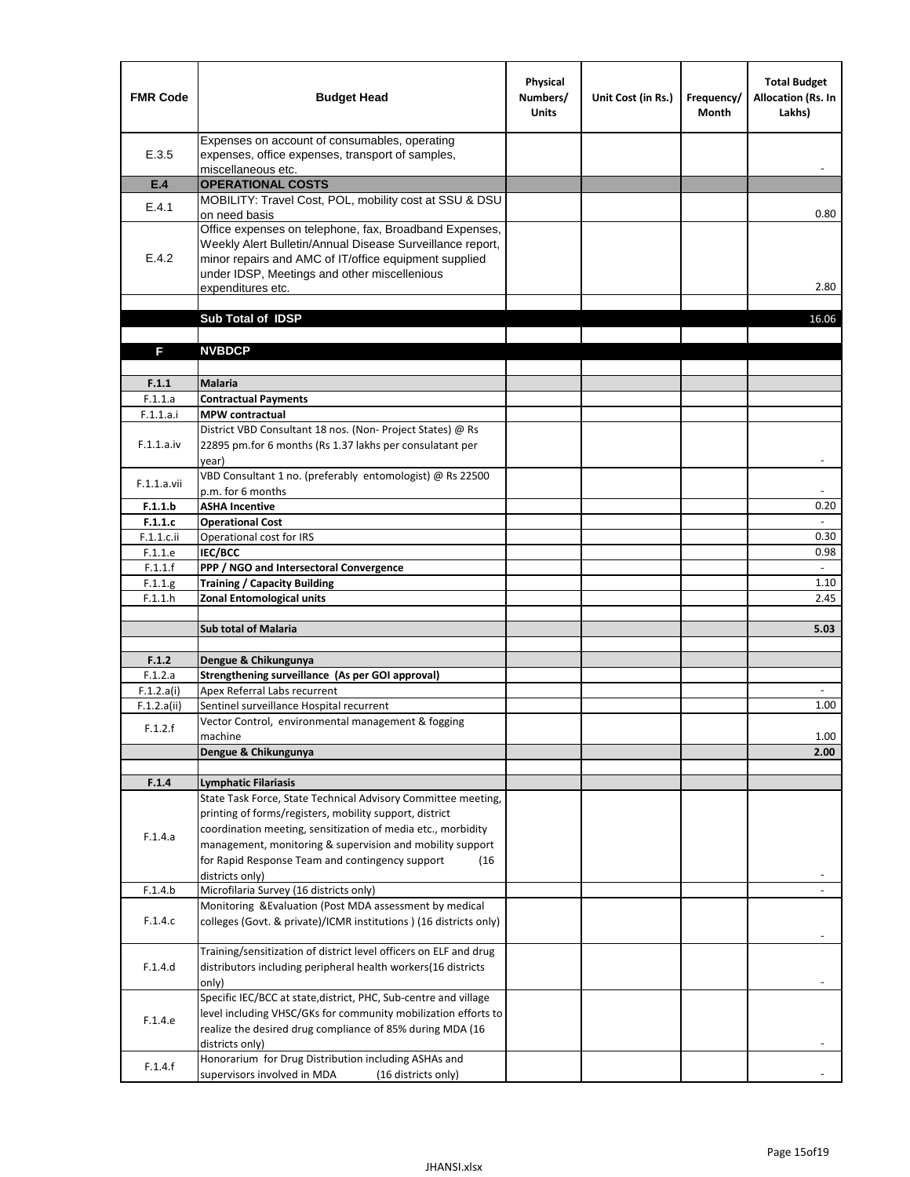| FMR Code | Budget Head | Physical Numbers/ Units | Unit Cost (in Rs.) | Frequency/ Month | Total Budget Allocation (Rs. In Lakhs) |
|---|---|---|---|---|---|
| E.3.5 | Expenses on account of consumables, operating expenses, office expenses, transport of samples, miscellaneous etc. | | | | - |
| **E.4** | **OPERATIONAL COSTS** | | | | |
| E.4.1 | MOBILITY: Travel Cost, POL, mobility cost at SSU & DSU on need basis | | | | 0.80 |
| E.4.2 | Office expenses on telephone, fax, Broadband Expenses, Weekly Alert Bulletin/Annual Disease Surveillance report, minor repairs and AMC of IT/office equipment supplied under IDSP, Meetings and other miscellenious expenditures etc. | | | | 2.80 |
| | | | | | |
| | **Sub Total of IDSP** | | | | 16.06 |
| | | | | | |
| **F** | **NVBDCP** | | | | |
| | | | | | |
| **F.1.1** | **Malaria** | | | | |
| F.1.1.a | **Contractual Payments** | | | | |
| F.1.1.a.i | **MPW contractual** | | | | |
| F.1.1.a.iv | District VBD Consultant 18 nos. (Non- Project States) @ Rs 22895 pm.for 6 months (Rs 1.37 lakhs per consulatant per year) | | | | - |
| F.1.1.a.vii | VBD Consultant 1 no. (preferably entomologist) @ Rs 22500 p.m. for 6 months | | | | - |
| **F.1.1.b** | **ASHA Incentive** | | | | 0.20 |
| **F.1.1.c** | **Operational Cost** | | | | - |
| F.1.1.c.ii | Operational cost for IRS | | | | 0.30 |
| F.1.1.e | **IEC/BCC** | | | | 0.98 |
| F.1.1.f | **PPP / NGO and Intersectoral Convergence** | | | | - |
| F.1.1.g | **Training / Capacity Building** | | | | 1.10 |
| F.1.1.h | **Zonal Entomological units** | | | | 2.45 |
| | | | | | |
| | **Sub total of Malaria** | | | | **5.03** |
| | | | | | |
| **F.1.2** | **Dengue & Chikungunya** | | | | |
| F.1.2.a | **Strengthening surveillance (As per GOI approval)** | | | | |
| F.1.2.a(i) | Apex Referral Labs recurrent | | | | - |
| F.1.2.a(ii) | Sentinel surveillance Hospital recurrent | | | | 1.00 |
| F.1.2.f | Vector Control, environmental management & fogging machine | | | | 1.00 |
| | **Dengue & Chikungunya** | | | | **2.00** |
| | | | | | |
| **F.1.4** | **Lymphatic Filariasis** | | | | |
| F.1.4.a | State Task Force, State Technical Advisory Committee meeting, printing of forms/registers, mobility support, district coordination meeting, sensitization of media etc., morbidity management, monitoring & supervision and mobility support for Rapid Response Team and contingency support (16 districts only) | | | | - |
| F.1.4.b | Microfilaria Survey (16 districts only) | | | | - |
| F.1.4.c | Monitoring &Evaluation (Post MDA assessment by medical colleges (Govt. & private)/ICMR institutions ) (16 districts only) | | | | - |
| F.1.4.d | Training/sensitization of district level officers on ELF and drug distributors including peripheral health workers(16 districts only) | | | | - |
| F.1.4.e | Specific IEC/BCC at state,district, PHC, Sub-centre and village level including VHSC/GKs for community mobilization efforts to realize the desired drug compliance of 85% during MDA (16 districts only) | | | | - |
| F.1.4.f | Honorarium for Drug Distribution including ASHAs and supervisors involved in MDA (16 districts only) | | | | - |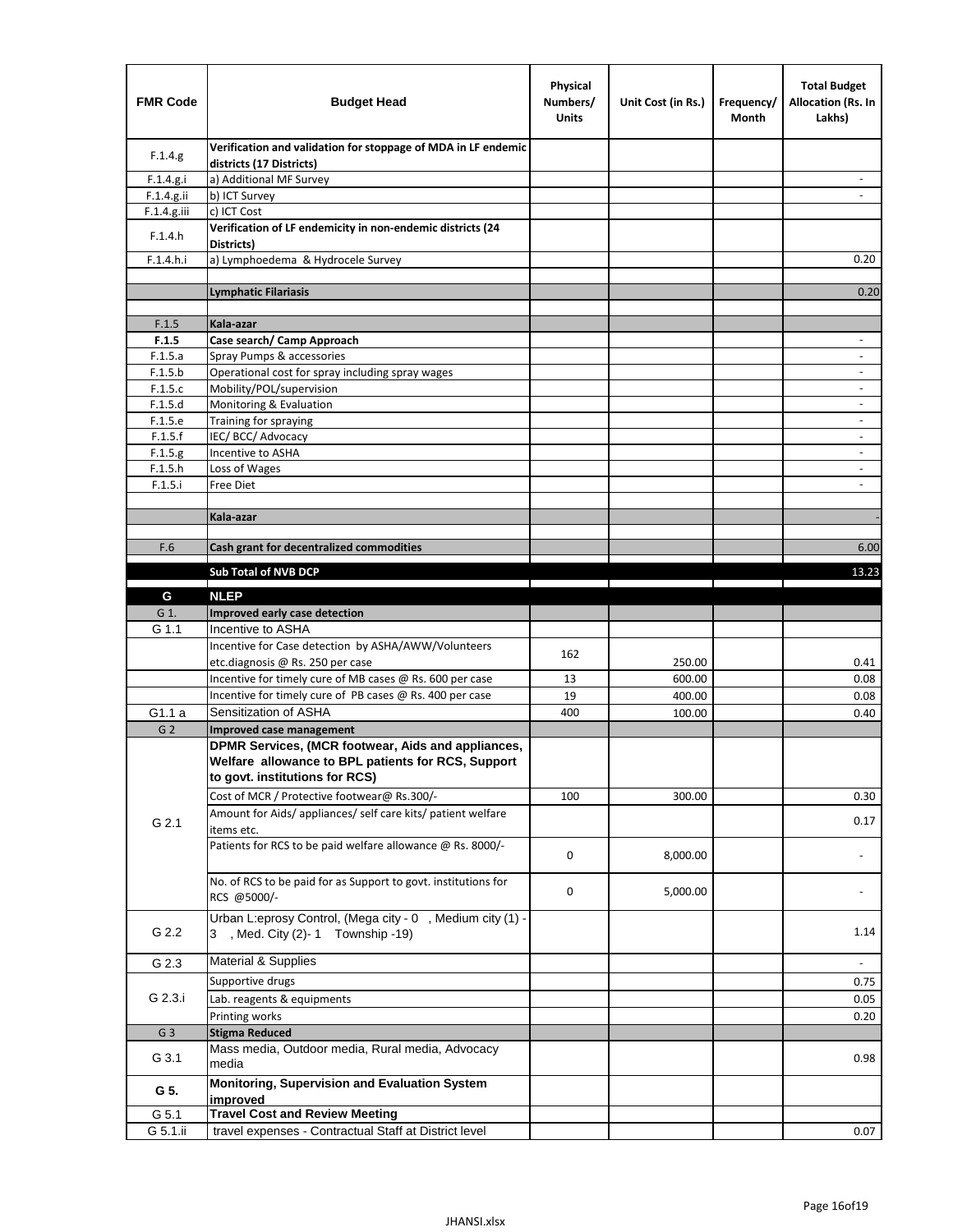| FMR Code | Budget Head | Physical Numbers/ Units | Unit Cost (in Rs.) | Frequency/ Month | Total Budget Allocation (Rs. In Lakhs) |
|---|---|---|---|---|---|
| F.1.4.g | **Verification and validation for stoppage of MDA in LF endemic districts (17 Districts)** | | | | |
| F.1.4.g.i | a) Additional MF Survey | | | | - |
| F.1.4.g.ii | b) ICT Survey | | | | - |
| F.1.4.g.iii | c) ICT Cost | | | | |
| F.1.4.h | **Verification of LF endemicity in non-endemic districts (24 Districts)** | | | | |
| F.1.4.h.i | a) Lymphoedema & Hydrocele Survey | | | | 0.20 |
| | | | | | |
| | **Lymphatic Filariasis** | | | | 0.20 |
| | | | | | |
| F.1.5 | **Kala-azar** | | | | |
| **F.1.5** | **Case search/ Camp Approach** | | | | - |
| F.1.5.a | Spray Pumps & accessories | | | | - |
| F.1.5.b | Operational cost for spray including spray wages | | | | - |
| F.1.5.c | Mobility/POL/supervision | | | | - |
| F.1.5.d | Monitoring & Evaluation | | | | - |
| F.1.5.e | Training for spraying | | | | - |
| F.1.5.f | IEC/ BCC/ Advocacy | | | | - |
| F.1.5.g | Incentive to ASHA | | | | - |
| F.1.5.h | Loss of Wages | | | | - |
| F.1.5.i | Free Diet | | | | - |
| | | | | | |
| | **Kala-azar** | | | | - |
| | | | | | |
| F.6 | **Cash grant for decentralized commodities** | | | | 6.00 |
| | **Sub Total of NVB DCP** | | | | 13.23 |
| **G** | **NLEP** | | | | |
| G 1. | **Improved early case detection** | | | | |
| G 1.1 | Incentive to ASHA | | | | |
| | Incentive for Case detection by ASHA/AWW/Volunteers etc.diagnosis @ Rs. 250 per case | 162 | 250.00 | | 0.41 |
| | Incentive for timely cure of MB cases @ Rs. 600 per case | 13 | 600.00 | | 0.08 |
| | Incentive for timely cure of PB cases @ Rs. 400 per case | 19 | 400.00 | | 0.08 |
| G1.1 a | Sensitization of ASHA | 400 | 100.00 | | 0.40 |
| G 2 | **Improved case management** | | | | |
| G 2.1 | **DPMR Services, (MCR footwear, Aids and appliances, Welfare allowance to BPL patients for RCS, Support to govt. institutions for RCS)** | | | | |
| | Cost of MCR / Protective footwear@ Rs.300/- | 100 | 300.00 | | 0.30 |
| | Amount for Aids/ appliances/ self care kits/ patient welfare items etc. | | | | 0.17 |
| | Patients for RCS to be paid welfare allowance @ Rs. 8000/- | 0 | 8,000.00 | | - |
| | No. of RCS to be paid for as Support to govt. institutions for RCS @5000/- | 0 | 5,000.00 | | - |
| G 2.2 | Urban L:eprosy Control, (Mega city - 0 , Medium city (1) - 3 , Med. City (2)- 1 Township -19) | | | | 1.14 |
| G 2.3 | Material & Supplies | | | | - |
| G 2.3.i | Supportive drugs | | | | 0.75 |
| | Lab. reagents & equipments | | | | 0.05 |
| | Printing works | | | | 0.20 |
| G 3 | **Stigma Reduced** | | | | |
| G 3.1 | Mass media, Outdoor media, Rural media, Advocacy media | | | | 0.98 |
| **G 5.** | **Monitoring, Supervision and Evaluation System improved** | | | | |
| G 5.1 | **Travel Cost and Review Meeting** | | | | |
| G 5.1.ii | travel expenses - Contractual Staff at District level | | | | 0.07 |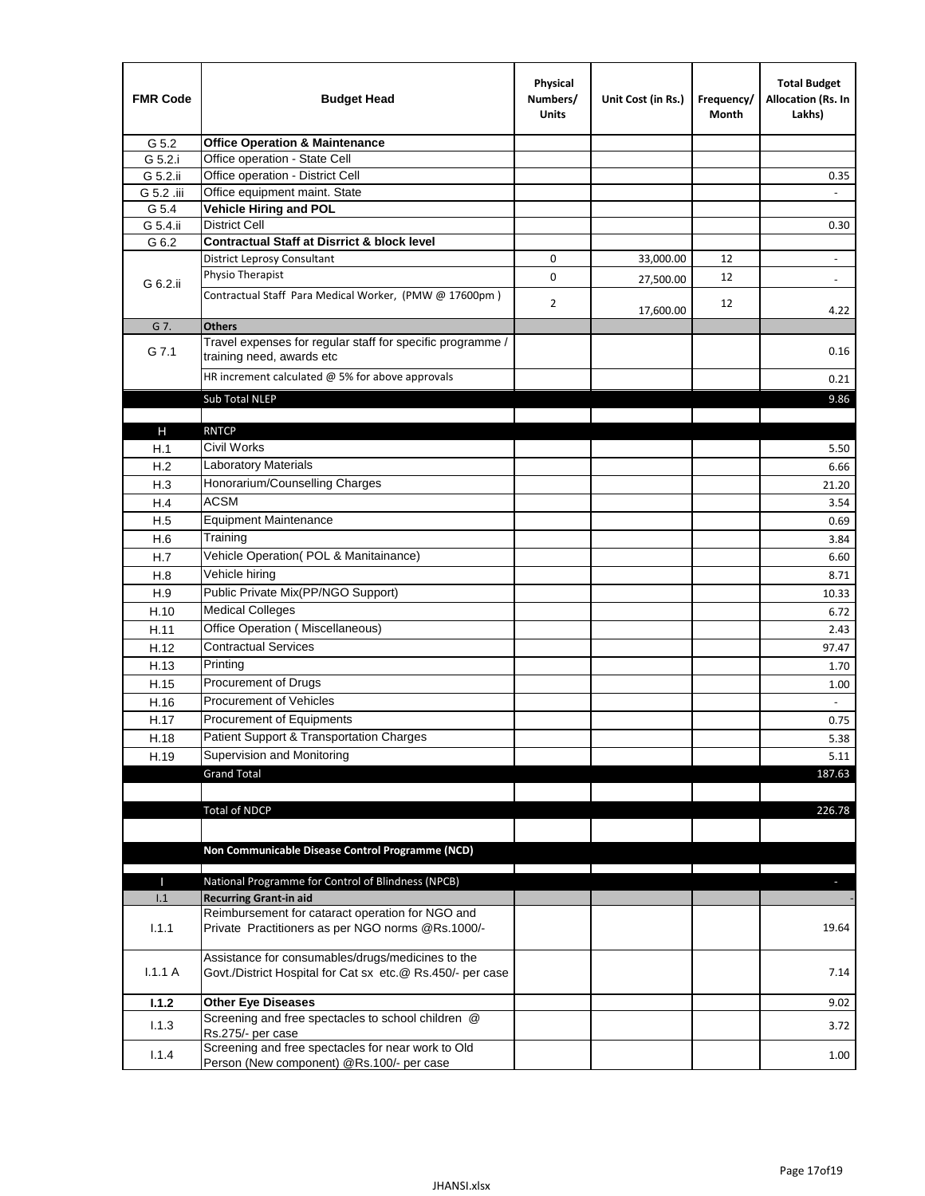| FMR Code | Budget Head | Physical Numbers/ Units | Unit Cost (in Rs.) | Frequency/ Month | Total Budget Allocation (Rs. In Lakhs) |
|---|---|---|---|---|---|
| G 5.2 | **Office Operation & Maintenance** | | | | |
| G 5.2.i | Office operation - State Cell | | | | |
| G 5.2.ii | Office operation - District Cell | | | | 0.35 |
| G 5.2 .iii | Office equipment maint. State | | | | - |
| G 5.4 | **Vehicle Hiring and POL** | | | | |
| G 5.4.ii | District Cell | | | | 0.30 |
| G 6.2 | **Contractual Staff at Disrrict & block level** | | | | |
| G 6.2.ii | District Leprosy Consultant | 0 | 33,000.00 | 12 | - |
| | Physio Therapist | 0 | 27,500.00 | 12 | - |
| | Contractual Staff Para Medical Worker, (PMW @ 17600pm ) | 2 | 17,600.00 | 12 | 4.22 |
| G 7. | **Others** | | | | |
| G 7.1 | Travel expenses for regular staff for specific programme / training need, awards etc | | | | 0.16 |
| | HR increment calculated @ 5% for above approvals | | | | 0.21 |
| | Sub Total NLEP | | | | 9.86 |
| | | | | | |
| H | RNTCP | | | | |
| H.1 | Civil Works | | | | 5.50 |
| H.2 | Laboratory Materials | | | | 6.66 |
| H.3 | Honorarium/Counselling Charges | | | | 21.20 |
| H.4 | ACSM | | | | 3.54 |
| H.5 | Equipment Maintenance | | | | 0.69 |
| H.6 | Training | | | | 3.84 |
| H.7 | Vehicle Operation( POL & Manitainance) | | | | 6.60 |
| H.8 | Vehicle hiring | | | | 8.71 |
| H.9 | Public Private Mix(PP/NGO Support) | | | | 10.33 |
| H.10 | Medical Colleges | | | | 6.72 |
| H.11 | Office Operation ( Miscellaneous) | | | | 2.43 |
| H.12 | Contractual Services | | | | 97.47 |
| H.13 | Printing | | | | 1.70 |
| H.15 | Procurement of Drugs | | | | 1.00 |
| H.16 | Procurement of Vehicles | | | | - |
| H.17 | Procurement of Equipments | | | | 0.75 |
| H.18 | Patient Support & Transportation Charges | | | | 5.38 |
| H.19 | Supervision and Monitoring | | | | 5.11 |
| | Grand Total | | | | 187.63 |
| | | | | | |
| | Total of NDCP | | | | 226.78 |
| | | | | | |
| | **Non Communicable Disease Control Programme (NCD)** | | | | |
| | | | | | |
| I | National Programme for Control of Blindness (NPCB) | | | | - |
| I.1 | **Recurring Grant-in aid** | | | | - |
| I.1.1 | Reimbursement for cataract operation for NGO and Private Practitioners as per NGO norms @Rs.1000/- | | | | 19.64 |
| I.1.1 A | Assistance for consumables/drugs/medicines to the Govt./District Hospital for Cat sx etc.@ Rs.450/- per case | | | | 7.14 |
| **I.1.2** | **Other Eye Diseases** | | | | 9.02 |
| I.1.3 | Screening and free spectacles to school children @ Rs.275/- per case | | | | 3.72 |
| I.1.4 | Screening and free spectacles for near work to Old Person (New component) @Rs.100/- per case | | | | 1.00 |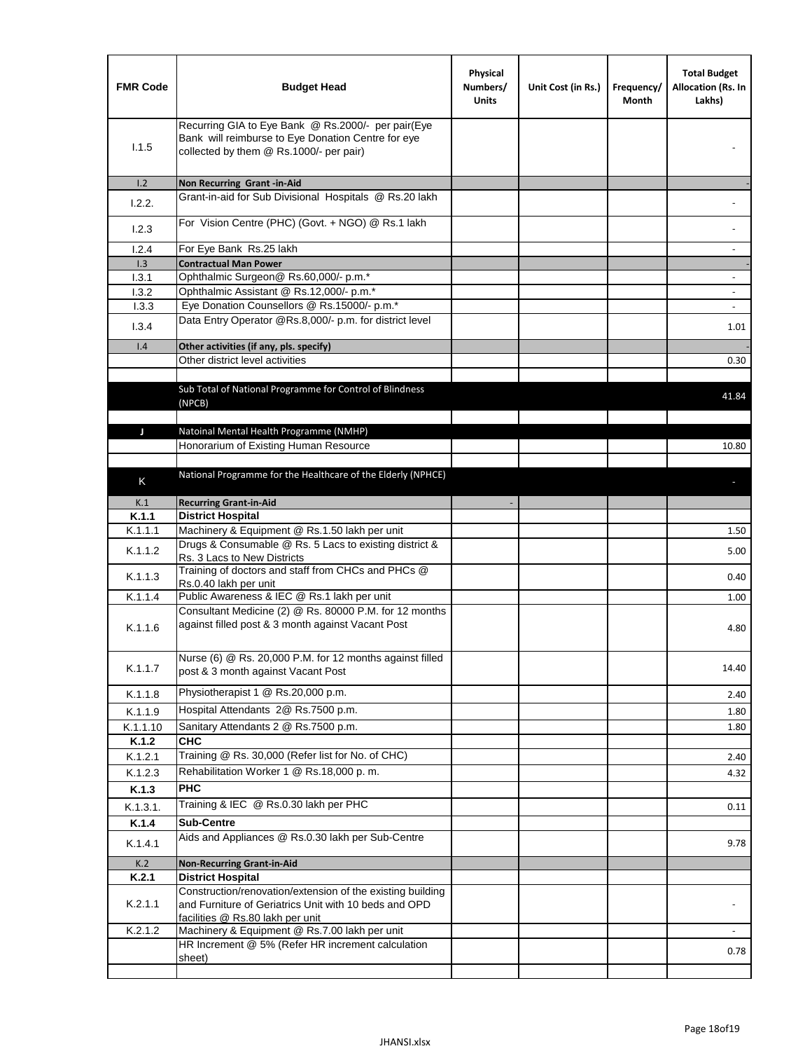| FMR Code | Budget Head | Physical Numbers/ Units | Unit Cost (in Rs.) | Frequency/ Month | Total Budget Allocation (Rs. In Lakhs) |
|---|---|---|---|---|---|
| I.1.5 | Recurring GIA to Eye Bank @ Rs.2000/- per pair(Eye Bank will reimburse to Eye Donation Centre for eye collected by them @ Rs.1000/- per pair) | | | | - |
| I.2 | **Non Recurring Grant -in-Aid** | | | | - |
| I.2.2. | Grant-in-aid for Sub Divisional Hospitals @ Rs.20 lakh | | | | - |
| I.2.3 | For Vision Centre (PHC) (Govt. + NGO) @ Rs.1 lakh | | | | - |
| I.2.4 | For Eye Bank Rs.25 lakh | | | | - |
| I.3 | **Contractual Man Power** | | | | - |
| I.3.1 | Ophthalmic Surgeon@ Rs.60,000/- p.m.* | | | | - |
| I.3.2 | Ophthalmic Assistant @ Rs.12,000/- p.m.* | | | | - |
| I.3.3 | Eye Donation Counsellors @ Rs.15000/- p.m.* | | | | - |
| I.3.4 | Data Entry Operator @Rs.8,000/- p.m. for district level | | | | 1.01 |
| I.4 | **Other activities (if any, pls. specify)** | | | | - |
| | Other district level activities | | | | 0.30 |
| | | | | | |
| | Sub Total of National Programme for Control of Blindness (NPCB) | | | | 41.84 |
| | | | | | |
| J | Natoinal Mental Health Programme (NMHP) | | | | |
| | Honorarium of Existing Human Resource | | | | 10.80 |
| | | | | | |
| K | National Programme for the Healthcare of the Elderly (NPHCE) | | | | - |
| K.1 | **Recurring Grant-in-Aid** | - | | | |
| **K.1.1** | **District Hospital** | | | | |
| K.1.1.1 | Machinery & Equipment @ Rs.1.50 lakh per unit | | | | 1.50 |
| K.1.1.2 | Drugs & Consumable @ Rs. 5 Lacs to existing district & Rs. 3 Lacs to New Districts | | | | 5.00 |
| K.1.1.3 | Training of doctors and staff from CHCs and PHCs @ Rs.0.40 lakh per unit | | | | 0.40 |
| K.1.1.4 | Public Awareness & IEC @ Rs.1 lakh per unit | | | | 1.00 |
| K.1.1.6 | Consultant Medicine (2) @ Rs. 80000 P.M. for 12 months against filled post & 3 month against Vacant Post | | | | 4.80 |
| K.1.1.7 | Nurse (6) @ Rs. 20,000 P.M. for 12 months against filled post & 3 month against Vacant Post | | | | 14.40 |
| K.1.1.8 | Physiotherapist 1 @ Rs.20,000 p.m. | | | | 2.40 |
| K.1.1.9 | Hospital Attendants 2@ Rs.7500 p.m. | | | | 1.80 |
| K.1.1.10 | Sanitary Attendants 2 @ Rs.7500 p.m. | | | | 1.80 |
| **K.1.2** | **CHC** | | | | |
| K.1.2.1 | Training @ Rs. 30,000 (Refer list for No. of CHC) | | | | 2.40 |
| K.1.2.3 | Rehabilitation Worker 1 @ Rs.18,000 p. m. | | | | 4.32 |
| **K.1.3** | **PHC** | | | | |
| K.1.3.1. | Training & IEC @ Rs.0.30 lakh per PHC | | | | 0.11 |
| **K.1.4** | **Sub-Centre** | | | | |
| K.1.4.1 | Aids and Appliances @ Rs.0.30 lakh per Sub-Centre | | | | 9.78 |
| K.2 | **Non-Recurring Grant-in-Aid** | | | | |
| **K.2.1** | **District Hospital** | | | | |
| K.2.1.1 | Construction/renovation/extension of the existing building and Furniture of Geriatrics Unit with 10 beds and OPD facilities @ Rs.80 lakh per unit | | | | - |
| K.2.1.2 | Machinery & Equipment @ Rs.7.00 lakh per unit | | | | - |
| | HR Increment @ 5% (Refer HR increment calculation sheet) | | | | 0.78 |
| | | | | | |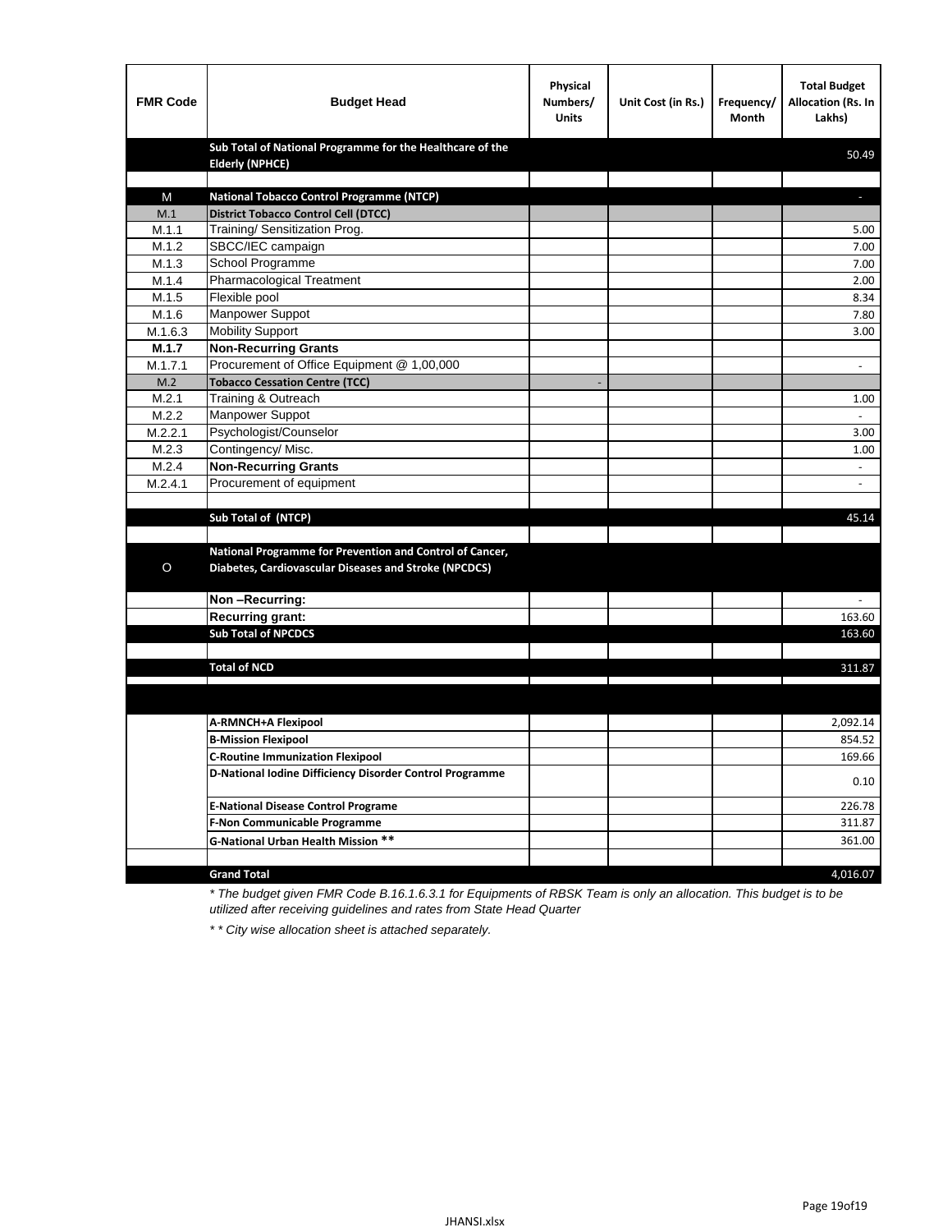| FMR Code | Budget Head | Physical Numbers/ Units | Unit Cost (in Rs.) | Frequency/ Month | Total Budget Allocation (Rs. In Lakhs) |
|---|---|---|---|---|---|
| | **Sub Total of National Programme for the Healthcare of the Elderly (NPHCE)** | | | | 50.49 |
| | | | | | |
| M | **National Tobacco Control Programme (NTCP)** | | | | - |
| M.1 | **District Tobacco Control Cell (DTCC)** | | | | |
| M.1.1 | Training/ Sensitization Prog. | | | | 5.00 |
| M.1.2 | SBCC/IEC campaign | | | | 7.00 |
| M.1.3 | School Programme | | | | 7.00 |
| M.1.4 | Pharmacological Treatment | | | | 2.00 |
| M.1.5 | Flexible pool | | | | 8.34 |
| M.1.6 | Manpower Suppot | | | | 7.80 |
| M.1.6.3 | Mobility Support | | | | 3.00 |
| **M.1.7** | **Non-Recurring Grants** | | | | |
| M.1.7.1 | Procurement of Office Equipment @ 1,00,000 | | | | - |
| M.2 | **Tobacco Cessation Centre (TCC)** | - | | | |
| M.2.1 | Training & Outreach | | | | 1.00 |
| M.2.2 | Manpower Suppot | | | | - |
| M.2.2.1 | Psychologist/Counselor | | | | 3.00 |
| M.2.3 | Contingency/ Misc. | | | | 1.00 |
| M.2.4 | **Non-Recurring Grants** | | | | - |
| M.2.4.1 | Procurement of equipment | | | | - |
| | | | | | |
| | **Sub Total of (NTCP)** | | | | 45.14 |
| | | | | | |
| O | **National Programme for Prevention and Control of Cancer, Diabetes, Cardiovascular Diseases and Stroke (NPCDCS)** | | | | |
| | **Non –Recurring:** | | | | - |
| | **Recurring grant:** | | | | 163.60 |
| | **Sub Total of NPCDCS** | | | | 163.60 |
| | | | | | |
| | **Total of NCD** | | | | 311.87 |
| | | | | | |
| | **A-RMNCH+A Flexipool** | | | | 2,092.14 |
| | **B-Mission Flexipool** | | | | 854.52 |
| | **C-Routine Immunization Flexipool** | | | | 169.66 |
| | **D-National Iodine Difficiency Disorder Control Programme** | | | | 0.10 |
| | **E-National Disease Control Programe** | | | | 226.78 |
| | **F-Non Communicable Programme** | | | | 311.87 |
| | **G-National Urban Health Mission \*\*** | | | | 361.00 |
| | | | | | |
| | **Grand Total** | | | | 4,016.07 |

*\* The budget given FMR Code B.16.1.6.3.1 for Equipments of RBSK Team is only an allocation. This budget is to be utilized after receiving guidelines and rates from State Head Quarter*

*\* \* City wise allocation sheet is attached separately.*

JHANSI.xlsx